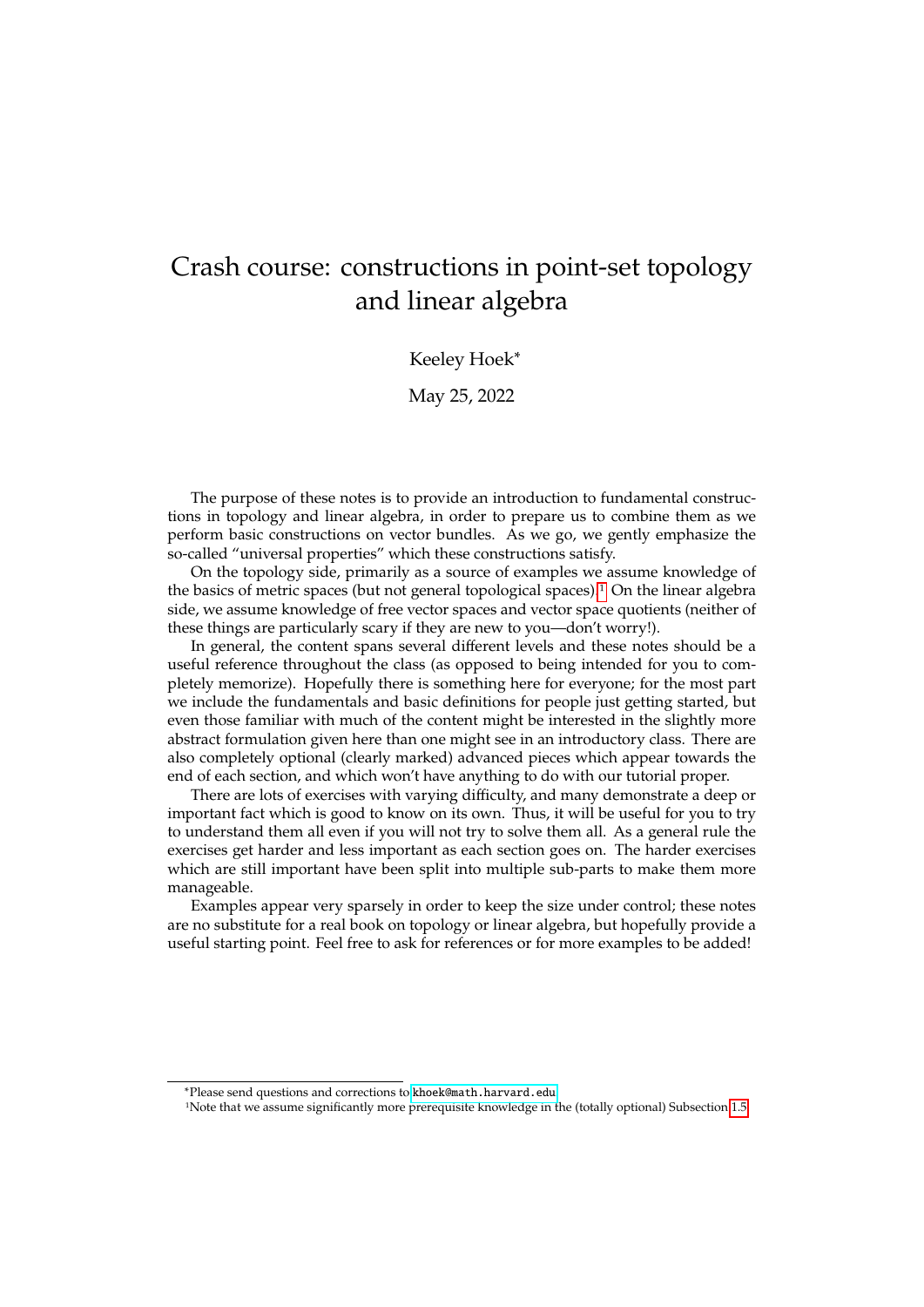# Crash course: constructions in point-set topology and linear algebra

Keeley Hoek[*]

May 25, 2022

The purpose of these notes is to provide an introduction to fundamental constructions in topology and linear algebra, in order to prepare us to combine them as we perform basic constructions on vector bundles. As we go, we gently emphasize the so-called "universal properties" which these constructions satisfy.

On the topology side, primarily as a source of examples we assume knowledge of the basics of metric spaces (but not general topological spaces).[1] On the linear algebra side, we assume knowledge of free vector spaces and vector space quotients (neither of these things are particularly scary if they are new to you—don't worry!).

In general, the content spans several different levels and these notes should be a useful reference throughout the class (as opposed to being intended for you to completely memorize). Hopefully there is something here for everyone; for the most part we include the fundamentals and basic definitions for people just getting started, but even those familiar with much of the content might be interested in the slightly more abstract formulation given here than one might see in an introductory class. There are also completely optional (clearly marked) advanced pieces which appear towards the end of each section, and which won't have anything to do with our tutorial proper.

There are lots of exercises with varying difficulty, and many demonstrate a deep or important fact which is good to know on its own. Thus, it will be useful for you to try to understand them all even if you will not try to solve them all. As a general rule the exercises get harder and less important as each section goes on. The harder exercises which are still important have been split into multiple sub-parts to make them more manageable.

Examples appear very sparsely in order to keep the size under control; these notes are no substitute for a real book on topology or linear algebra, but hopefully provide a useful starting point. Feel free to ask for references or for more examples to be added!

---

[*] Please send questions and corrections to khoek@math.harvard.edu

[1] Note that we assume significantly more prerequisite knowledge in the (totally optional) Subsection 1.5.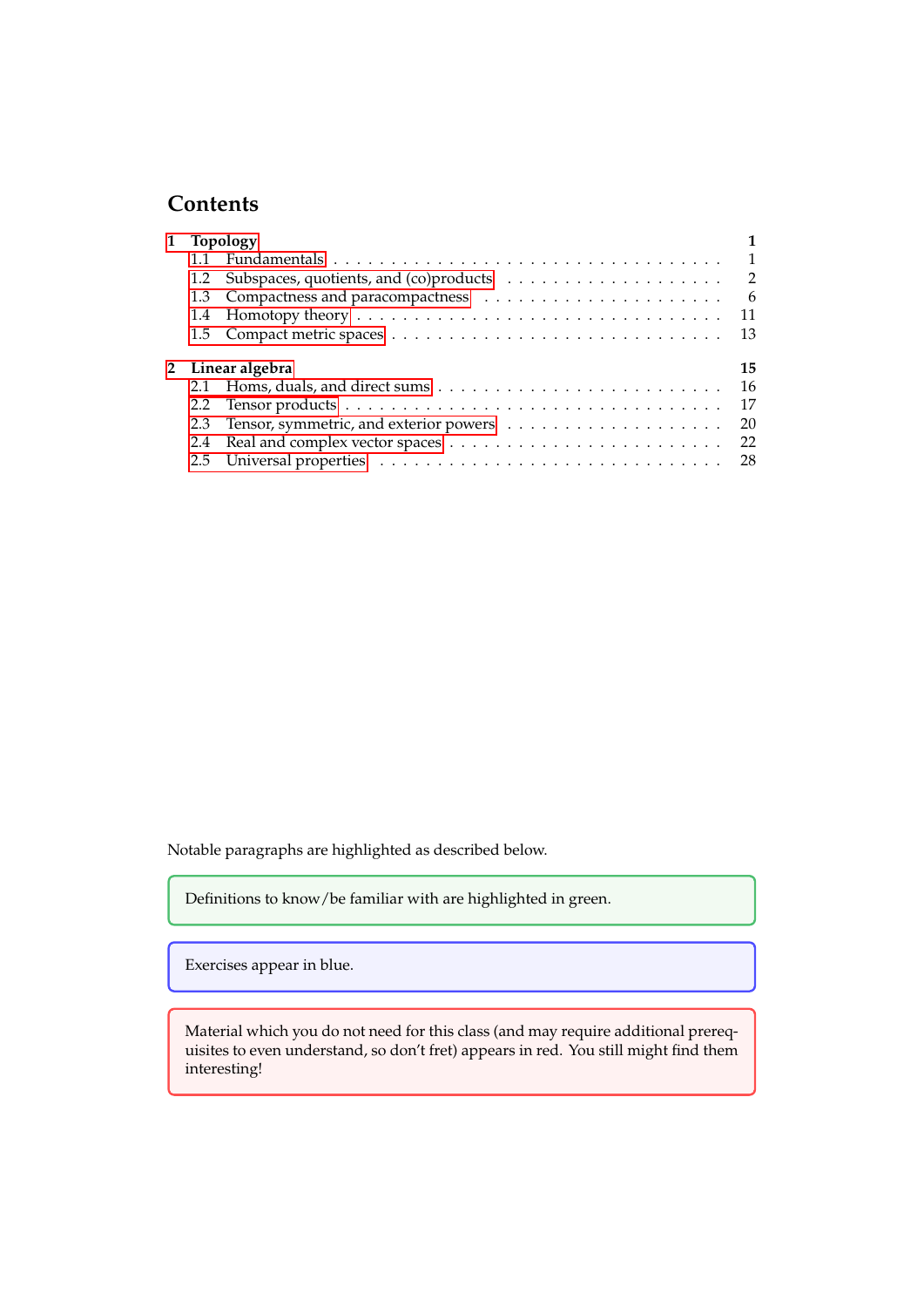# Contents

**1 Topology** — 1

- 1.1 Fundamentals — 1
- 1.2 Subspaces, quotients, and (co)products — 2
- 1.3 Compactness and paracompactness — 6
- 1.4 Homotopy theory — 11
- 1.5 Compact metric spaces — 13

**2 Linear algebra** — 15

- 2.1 Homs, duals, and direct sums — 16
- 2.2 Tensor products — 17
- 2.3 Tensor, symmetric, and exterior powers — 20
- 2.4 Real and complex vector spaces — 22
- 2.5 Universal properties — 28

Notable paragraphs are highlighted as described below.

> Definitions to know/be familiar with are highlighted in green.

> Exercises appear in blue.

> Material which you do not need for this class (and may require additional prerequisites to even understand, so don't fret) appears in red. You still might find them interesting!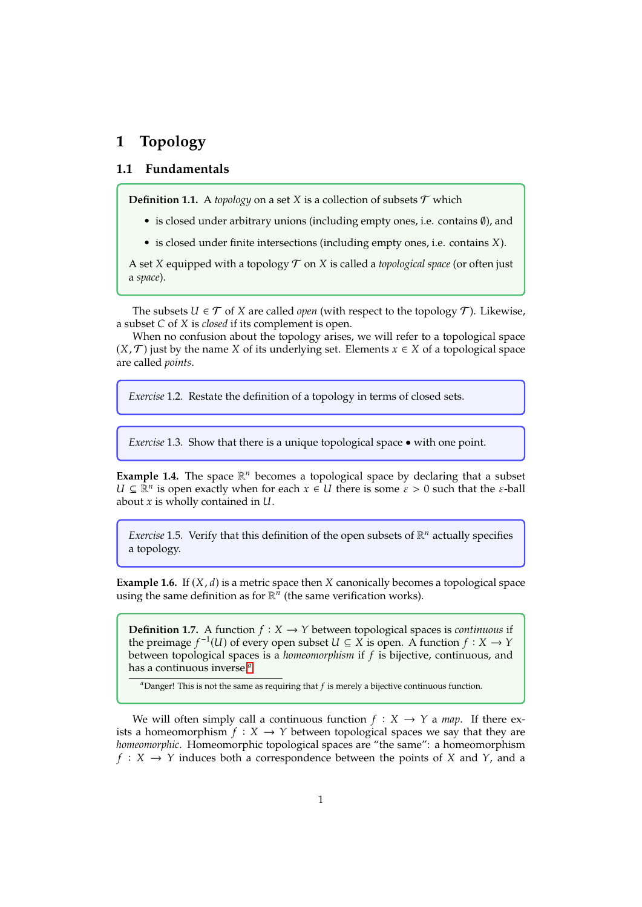# 1 Topology

## 1.1 Fundamentals

**Definition 1.1.** A *topology* on a set $X$ is a collection of subsets $\mathcal{T}$ which

- is closed under arbitrary unions (including empty ones, i.e. contains $\emptyset$), and
- is closed under finite intersections (including empty ones, i.e. contains $X$).

A set $X$ equipped with a topology $\mathcal{T}$ on $X$ is called a *topological space* (or often just a *space*).

The subsets $U \in \mathcal{T}$ of $X$ are called *open* (with respect to the topology $\mathcal{T}$). Likewise, a subset $C$ of $X$ is *closed* if its complement is open.

When no confusion about the topology arises, we will refer to a topological space $(X, \mathcal{T})$ just by the name $X$ of its underlying set. Elements $x \in X$ of a topological space are called *points*.

*Exercise* 1.2. Restate the definition of a topology in terms of closed sets.

*Exercise* 1.3. Show that there is a unique topological space $\bullet$ with one point.

**Example 1.4.** The space $\mathbb{R}^n$ becomes a topological space by declaring that a subset $U \subseteq \mathbb{R}^n$ is open exactly when for each $x \in U$ there is some $\varepsilon > 0$ such that the $\varepsilon$-ball about $x$ is wholly contained in $U$.

*Exercise* 1.5. Verify that this definition of the open subsets of $\mathbb{R}^n$ actually specifies a topology.

**Example 1.6.** If $(X, d)$ is a metric space then $X$ canonically becomes a topological space using the same definition as for $\mathbb{R}^n$ (the same verification works).

**Definition 1.7.** A function $f : X \to Y$ between topological spaces is *continuous* if the preimage $f^{-1}(U)$ of every open subset $U \subseteq X$ is open. A function $f : X \to Y$ between topological spaces is a *homeomorphism* if $f$ is bijective, continuous, and has a continuous inverse.[a]

[a] Danger! This is not the same as requiring that $f$ is merely a bijective continuous function.

We will often simply call a continuous function $f : X \to Y$ a *map*. If there exists a homeomorphism $f : X \to Y$ between topological spaces we say that they are *homeomorphic*. Homeomorphic topological spaces are "the same": a homeomorphism $f : X \to Y$ induces both a correspondence between the points of $X$ and $Y$, and a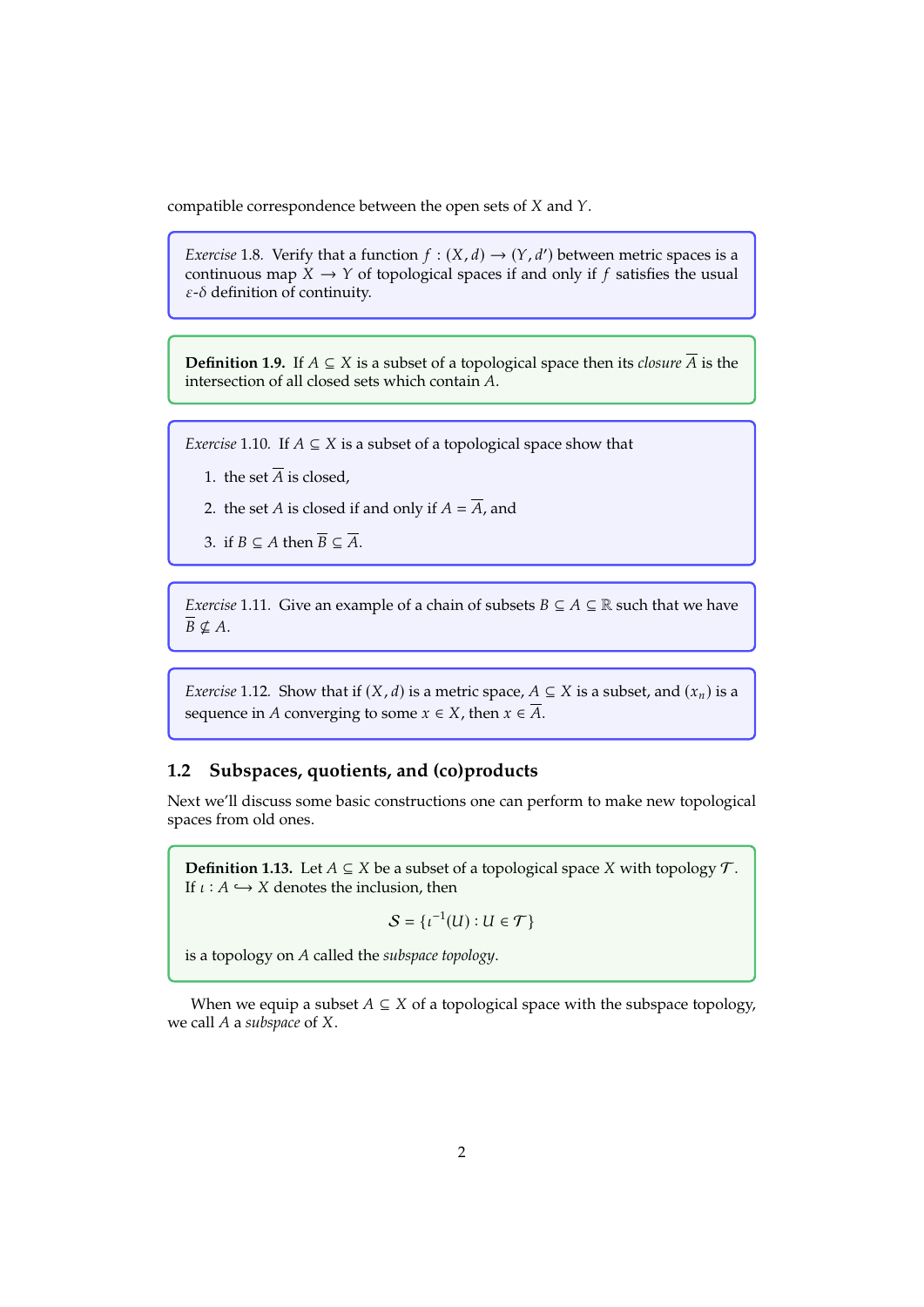compatible correspondence between the open sets of $X$ and $Y$.

*Exercise* 1.8. Verify that a function $f : (X, d) \to (Y, d')$ between metric spaces is a continuous map $X \to Y$ of topological spaces if and only if $f$ satisfies the usual $\varepsilon$-$\delta$ definition of continuity.

**Definition 1.9.** If $A \subseteq X$ is a subset of a topological space then its *closure* $\overline{A}$ is the intersection of all closed sets which contain $A$.

*Exercise* 1.10. If $A \subseteq X$ is a subset of a topological space show that

1. the set $\overline{A}$ is closed,
2. the set $A$ is closed if and only if $A = \overline{A}$, and
3. if $B \subseteq A$ then $\overline{B} \subseteq \overline{A}$.

*Exercise* 1.11. Give an example of a chain of subsets $B \subseteq A \subseteq \mathbb{R}$ such that we have $\overline{B} \not\subseteq A$.

*Exercise* 1.12. Show that if $(X, d)$ is a metric space, $A \subseteq X$ is a subset, and $(x_n)$ is a sequence in $A$ converging to some $x \in X$, then $x \in \overline{A}$.

## 1.2 Subspaces, quotients, and (co)products

Next we'll discuss some basic constructions one can perform to make new topological spaces from old ones.

**Definition 1.13.** Let $A \subseteq X$ be a subset of a topological space $X$ with topology $\mathcal{T}$. If $\iota : A \hookrightarrow X$ denotes the inclusion, then

$$\mathcal{S} = \{\iota^{-1}(U) : U \in \mathcal{T}\}$$

is a topology on $A$ called the *subspace topology*.

When we equip a subset $A \subseteq X$ of a topological space with the subspace topology, we call $A$ a *subspace* of $X$.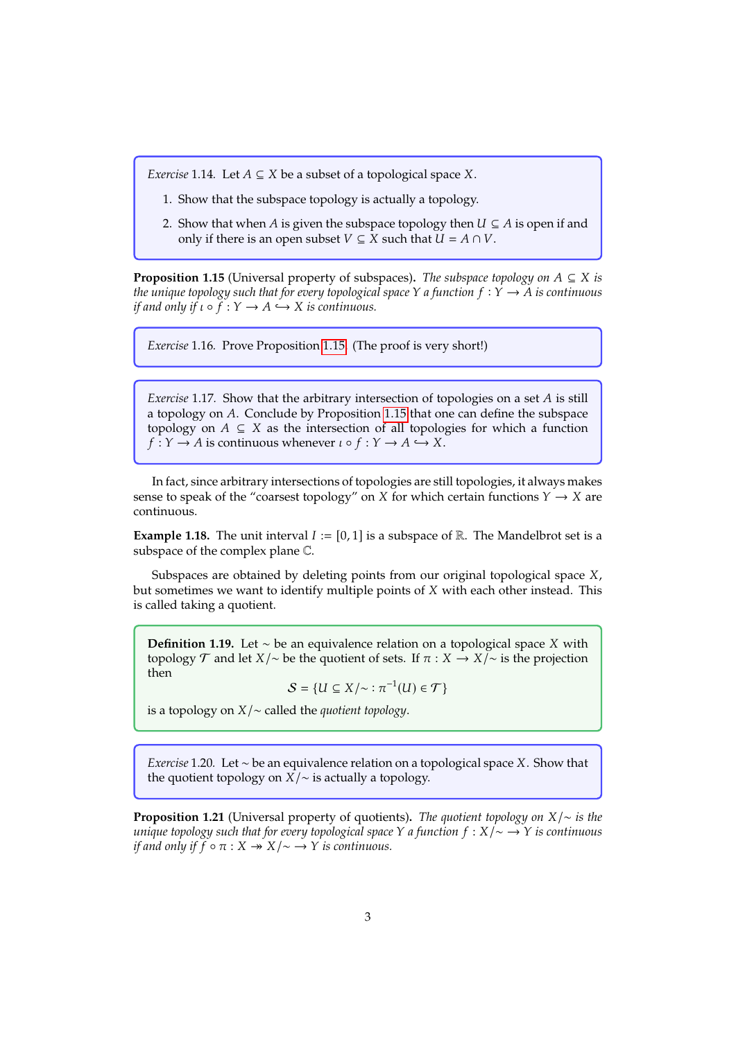*Exercise* 1.14. Let $A \subseteq X$ be a subset of a topological space $X$.

1. Show that the subspace topology is actually a topology.
2. Show that when $A$ is given the subspace topology then $U \subseteq A$ is open if and only if there is an open subset $V \subseteq X$ such that $U = A \cap V$.

**Proposition 1.15** (Universal property of subspaces)**.** *The subspace topology on $A \subseteq X$ is the unique topology such that for every topological space $Y$ a function $f : Y \to A$ is continuous if and only if $\iota \circ f : Y \to A \hookrightarrow X$ is continuous.*

*Exercise* 1.16. Prove Proposition 1.15. (The proof is very short!)

*Exercise* 1.17. Show that the arbitrary intersection of topologies on a set $A$ is still a topology on $A$. Conclude by Proposition 1.15 that one can define the subspace topology on $A \subseteq X$ as the intersection of all topologies for which a function $f : Y \to A$ is continuous whenever $\iota \circ f : Y \to A \hookrightarrow X$.

In fact, since arbitrary intersections of topologies are still topologies, it always makes sense to speak of the "coarsest topology" on $X$ for which certain functions $Y \to X$ are continuous.

**Example 1.18.** The unit interval $I := [0, 1]$ is a subspace of $\mathbb{R}$. The Mandelbrot set is a subspace of the complex plane $\mathbb{C}$.

Subspaces are obtained by deleting points from our original topological space $X$, but sometimes we want to identify multiple points of $X$ with each other instead. This is called taking a quotient.

**Definition 1.19.** Let $\sim$ be an equivalence relation on a topological space $X$ with topology $\mathcal{T}$ and let $X/\sim$ be the quotient of sets. If $\pi : X \to X/\sim$ is the projection then

$$\mathcal{S} = \{U \subseteq X/\sim \, : \pi^{-1}(U) \in \mathcal{T}\}$$

is a topology on $X/\sim$ called the *quotient topology*.

*Exercise* 1.20. Let $\sim$ be an equivalence relation on a topological space $X$. Show that the quotient topology on $X/\sim$ is actually a topology.

**Proposition 1.21** (Universal property of quotients)**.** *The quotient topology on $X/\sim$ is the unique topology such that for every topological space $Y$ a function $f : X/\sim \to Y$ is continuous if and only if $f \circ \pi : X \twoheadrightarrow X/\sim \to Y$ is continuous.*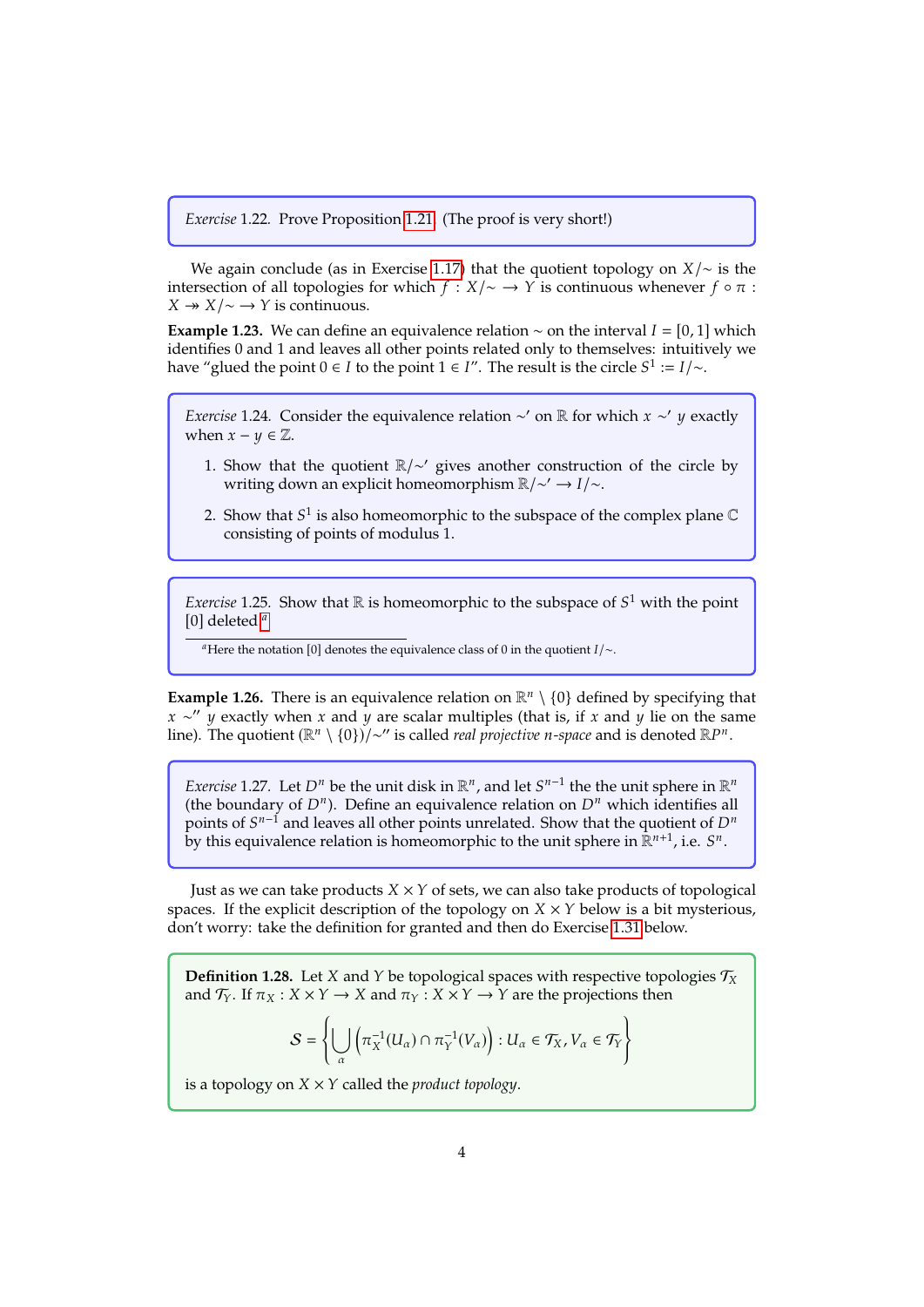*Exercise* 1.22. Prove Proposition 1.21. (The proof is very short!)

We again conclude (as in Exercise 1.17) that the quotient topology on $X/\sim$ is the intersection of all topologies for which $f : X/\sim \longrightarrow Y$ is continuous whenever $f \circ \pi : X \twoheadrightarrow X/\sim \longrightarrow Y$ is continuous.

**Example 1.23.** We can define an equivalence relation $\sim$ on the interval $I = [0, 1]$ which identifies 0 and 1 and leaves all other points related only to themselves: intuitively we have "glued the point $0 \in I$ to the point $1 \in I$". The result is the circle $S^1 := I/\sim$.

*Exercise* 1.24. Consider the equivalence relation $\sim'$ on $\mathbb{R}$ for which $x \sim' y$ exactly when $x - y \in \mathbb{Z}$.

1. Show that the quotient $\mathbb{R}/\sim'$ gives another construction of the circle by writing down an explicit homeomorphism $\mathbb{R}/\sim' \to I/\sim$.
2. Show that $S^1$ is also homeomorphic to the subspace of the complex plane $\mathbb{C}$ consisting of points of modulus 1.

*Exercise* 1.25. Show that $\mathbb{R}$ is homeomorphic to the subspace of $S^1$ with the point $[0]$ deleted.[a]

[a] Here the notation $[0]$ denotes the equivalence class of 0 in the quotient $I/\sim$.

**Example 1.26.** There is an equivalence relation on $\mathbb{R}^n \setminus \{0\}$ defined by specifying that $x \sim'' y$ exactly when $x$ and $y$ are scalar multiples (that is, if $x$ and $y$ lie on the same line). The quotient $(\mathbb{R}^n \setminus \{0\})/\sim''$ is called *real projective n-space* and is denoted $\mathbb{R}P^n$.

*Exercise* 1.27. Let $D^n$ be the unit disk in $\mathbb{R}^n$, and let $S^{n-1}$ the the unit sphere in $\mathbb{R}^n$ (the boundary of $D^n$). Define an equivalence relation on $D^n$ which identifies all points of $S^{n-1}$ and leaves all other points unrelated. Show that the quotient of $D^n$ by this equivalence relation is homeomorphic to the unit sphere in $\mathbb{R}^{n+1}$, i.e. $S^n$.

Just as we can take products $X \times Y$ of sets, we can also take products of topological spaces. If the explicit description of the topology on $X \times Y$ below is a bit mysterious, don't worry: take the definition for granted and then do Exercise 1.31 below.

**Definition 1.28.** Let $X$ and $Y$ be topological spaces with respective topologies $\mathcal{T}_X$ and $\mathcal{T}_Y$. If $\pi_X : X \times Y \to X$ and $\pi_Y : X \times Y \to Y$ are the projections then

$$\mathcal{S} = \left\{ \bigcup_{\alpha} \left( \pi_X^{-1}(U_\alpha) \cap \pi_Y^{-1}(V_\alpha) \right) : U_\alpha \in \mathcal{T}_X, V_\alpha \in \mathcal{T}_Y \right\}$$

is a topology on $X \times Y$ called the *product topology*.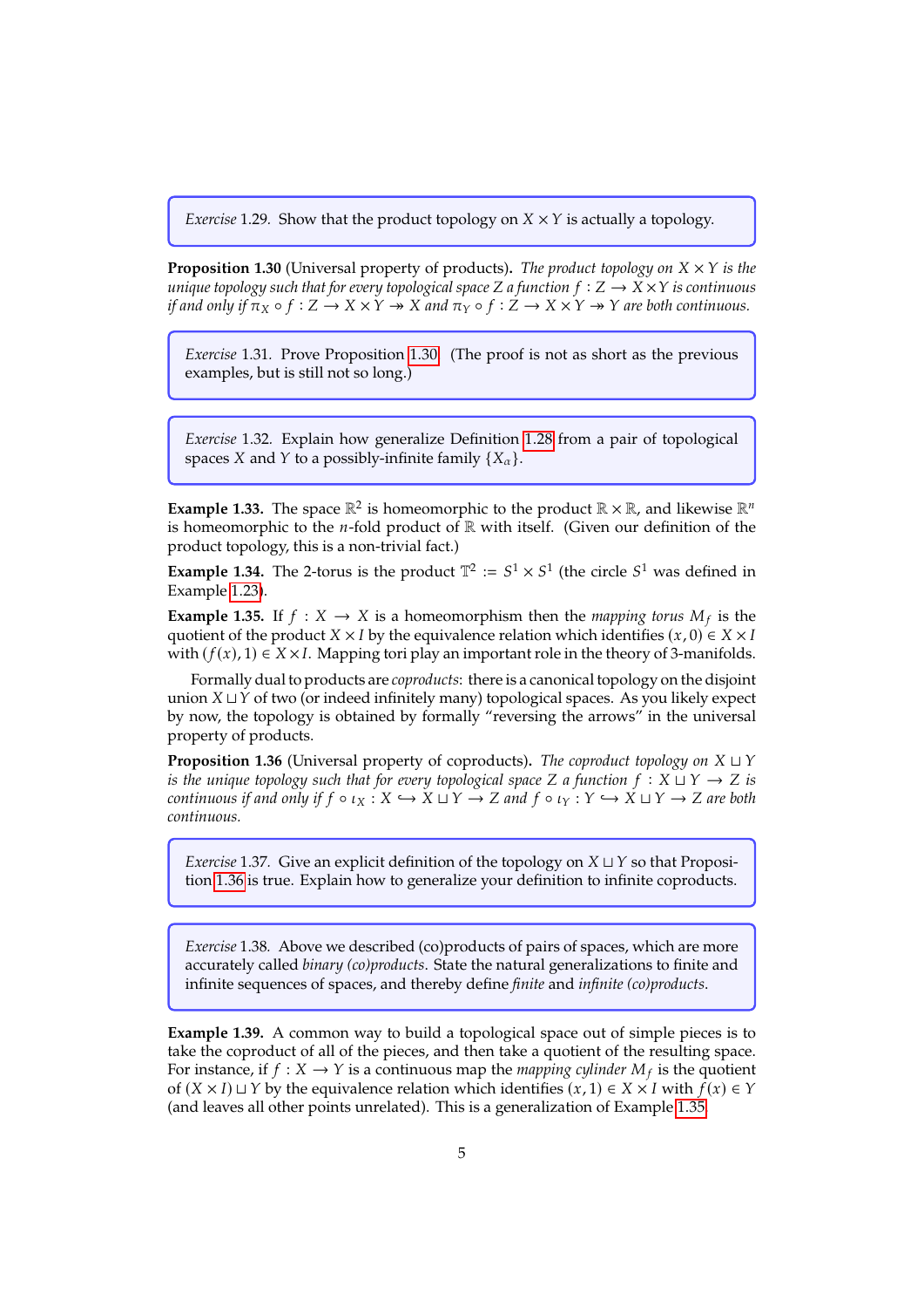> *Exercise* 1.29. Show that the product topology on $X \times Y$ is actually a topology.

**Proposition 1.30** (Universal property of products). *The product topology on $X \times Y$ is the unique topology such that for every topological space $Z$ a function $f : Z \to X \times Y$ is continuous if and only if $\pi_X \circ f : Z \to X \times Y \twoheadrightarrow X$ and $\pi_Y \circ f : Z \to X \times Y \twoheadrightarrow Y$ are both continuous.*

> *Exercise* 1.31. Prove Proposition 1.30. (The proof is not as short as the previous examples, but is still not so long.)

> *Exercise* 1.32. Explain how generalize Definition 1.28 from a pair of topological spaces $X$ and $Y$ to a possibly-infinite family $\{X_\alpha\}$.

**Example 1.33.** The space $\mathbb{R}^2$ is homeomorphic to the product $\mathbb{R} \times \mathbb{R}$, and likewise $\mathbb{R}^n$ is homeomorphic to the $n$-fold product of $\mathbb{R}$ with itself. (Given our definition of the product topology, this is a non-trivial fact.)

**Example 1.34.** The 2-torus is the product $\mathbb{T}^2 := S^1 \times S^1$ (the circle $S^1$ was defined in Example 1.23).

**Example 1.35.** If $f : X \to X$ is a homeomorphism then the *mapping torus* $M_f$ is the quotient of the product $X \times I$ by the equivalence relation which identifies $(x, 0) \in X \times I$ with $(f(x), 1) \in X \times I$. Mapping tori play an important role in the theory of 3-manifolds.

Formally dual to products are *coproducts*: there is a canonical topology on the disjoint union $X \sqcup Y$ of two (or indeed infinitely many) topological spaces. As you likely expect by now, the topology is obtained by formally "reversing the arrows" in the universal property of products.

**Proposition 1.36** (Universal property of coproducts). *The coproduct topology on $X \sqcup Y$ is the unique topology such that for every topological space $Z$ a function $f : X \sqcup Y \to Z$ is continuous if and only if $f \circ \iota_X : X \hookrightarrow X \sqcup Y \to Z$ and $f \circ \iota_Y : Y \hookrightarrow X \sqcup Y \to Z$ are both continuous.*

> *Exercise* 1.37. Give an explicit definition of the topology on $X \sqcup Y$ so that Proposition 1.36 is true. Explain how to generalize your definition to infinite coproducts.

> *Exercise* 1.38. Above we described (co)products of pairs of spaces, which are more accurately called *binary (co)products*. State the natural generalizations to finite and infinite sequences of spaces, and thereby define *finite* and *infinite (co)products*.

**Example 1.39.** A common way to build a topological space out of simple pieces is to take the coproduct of all of the pieces, and then take a quotient of the resulting space. For instance, if $f : X \to Y$ is a continuous map the *mapping cylinder* $M_f$ is the quotient of $(X \times I) \sqcup Y$ by the equivalence relation which identifies $(x, 1) \in X \times I$ with $f(x) \in Y$ (and leaves all other points unrelated). This is a generalization of Example 1.35.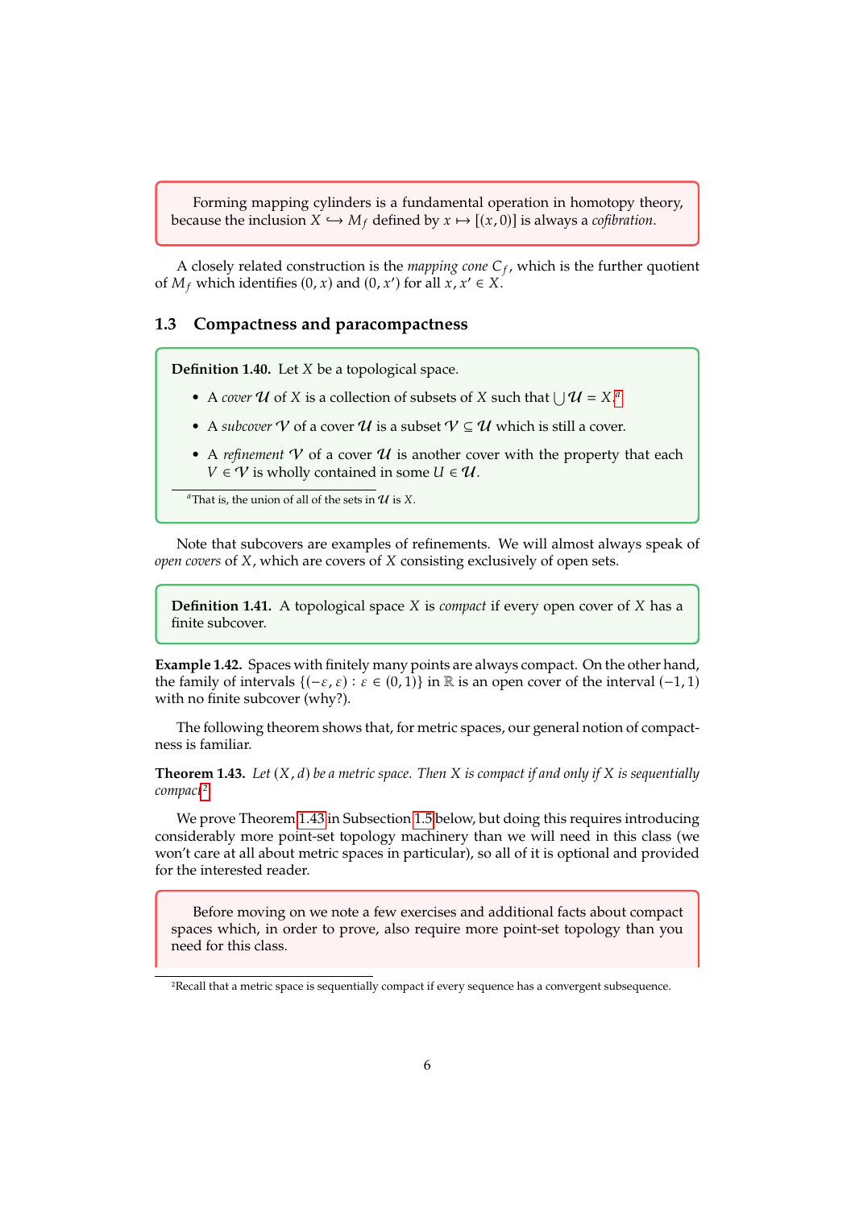Forming mapping cylinders is a fundamental operation in homotopy theory, because the inclusion $X \hookrightarrow M_f$ defined by $x \mapsto [(x, 0)]$ is always a *cofibration*.

A closely related construction is the *mapping cone* $C_f$, which is the further quotient of $M_f$ which identifies $(0, x)$ and $(0, x')$ for all $x, x' \in X$.

## 1.3 Compactness and paracompactness

**Definition 1.40.** Let $X$ be a topological space.

- A *cover* $\mathcal{U}$ of $X$ is a collection of subsets of $X$ such that $\bigcup \mathcal{U} = X$.[a]
- A *subcover* $\mathcal{V}$ of a cover $\mathcal{U}$ is a subset $\mathcal{V} \subseteq \mathcal{U}$ which is still a cover.
- A *refinement* $\mathcal{V}$ of a cover $\mathcal{U}$ is another cover with the property that each $V \in \mathcal{V}$ is wholly contained in some $U \in \mathcal{U}$.

[a] That is, the union of all of the sets in $\mathcal{U}$ is $X$.

Note that subcovers are examples of refinements. We will almost always speak of *open covers* of $X$, which are covers of $X$ consisting exclusively of open sets.

**Definition 1.41.** A topological space $X$ is *compact* if every open cover of $X$ has a finite subcover.

**Example 1.42.** Spaces with finitely many points are always compact. On the other hand, the family of intervals $\{(-\varepsilon, \varepsilon) : \varepsilon \in (0, 1)\}$ in $\mathbb{R}$ is an open cover of the interval $(-1, 1)$ with no finite subcover (why?).

The following theorem shows that, for metric spaces, our general notion of compactness is familiar.

**Theorem 1.43.** *Let $(X, d)$ be a metric space. Then $X$ is compact if and only if $X$ is sequentially compact.*[2]

We prove Theorem 1.43 in Subsection 1.5 below, but doing this requires introducing considerably more point-set topology machinery than we will need in this class (we won't care at all about metric spaces in particular), so all of it is optional and provided for the interested reader.

Before moving on we note a few exercises and additional facts about compact spaces which, in order to prove, also require more point-set topology than you need for this class.

[2] Recall that a metric space is sequentially compact if every sequence has a convergent subsequence.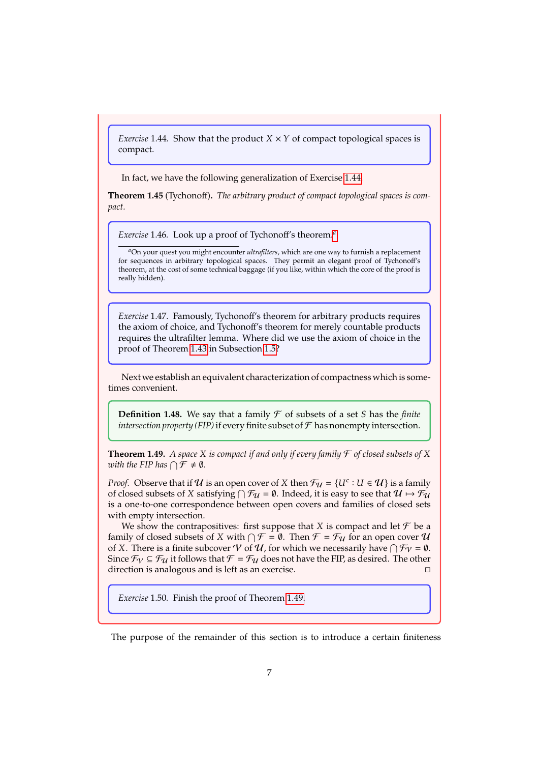*Exercise* 1.44. Show that the product $X \times Y$ of compact topological spaces is compact.

In fact, we have the following generalization of Exercise 1.44.

**Theorem 1.45** (Tychonoff). *The arbitrary product of compact topological spaces is compact.*

*Exercise* 1.46. Look up a proof of Tychonoff's theorem.[a]

[a] On your quest you might encounter *ultrafilters*, which are one way to furnish a replacement for sequences in arbitrary topological spaces. They permit an elegant proof of Tychonoff's theorem, at the cost of some technical baggage (if you like, within which the core of the proof is really hidden).

*Exercise* 1.47. Famously, Tychonoff's theorem for arbitrary products requires the axiom of choice, and Tychonoff's theorem for merely countable products requires the ultrafilter lemma. Where did we use the axiom of choice in the proof of Theorem 1.43 in Subsection 1.5?

Next we establish an equivalent characterization of compactness which is sometimes convenient.

**Definition 1.48.** We say that a family $\mathcal{F}$ of subsets of a set $S$ has the *finite intersection property (FIP)* if every finite subset of $\mathcal{F}$ has nonempty intersection.

**Theorem 1.49.** *A space $X$ is compact if and only if every family $\mathcal{F}$ of closed subsets of $X$ with the FIP has $\bigcap \mathcal{F} \neq \emptyset$.*

*Proof.* Observe that if $\mathcal{U}$ is an open cover of $X$ then $\mathcal{F}_{\mathcal{U}} = \{U^c : U \in \mathcal{U}\}$ is a family of closed subsets of $X$ satisfying $\bigcap \mathcal{F}_{\mathcal{U}} = \emptyset$. Indeed, it is easy to see that $\mathcal{U} \mapsto \mathcal{F}_{\mathcal{U}}$ is a one-to-one correspondence between open covers and families of closed sets with empty intersection.

We show the contrapositives: first suppose that $X$ is compact and let $\mathcal{F}$ be a family of closed subsets of $X$ with $\bigcap \mathcal{F} = \emptyset$. Then $\mathcal{F} = \mathcal{F}_{\mathcal{U}}$ for an open cover $\mathcal{U}$ of $X$. There is a finite subcover $\mathcal{V}$ of $\mathcal{U}$, for which we necessarily have $\bigcap \mathcal{F}_{\mathcal{V}} = \emptyset$. Since $\mathcal{F}_{\mathcal{V}} \subseteq \mathcal{F}_{\mathcal{U}}$ it follows that $\mathcal{F} = \mathcal{F}_{\mathcal{U}}$ does not have the FIP, as desired. The other direction is analogous and is left as an exercise. $\square$

*Exercise* 1.50. Finish the proof of Theorem 1.49.

The purpose of the remainder of this section is to introduce a certain finiteness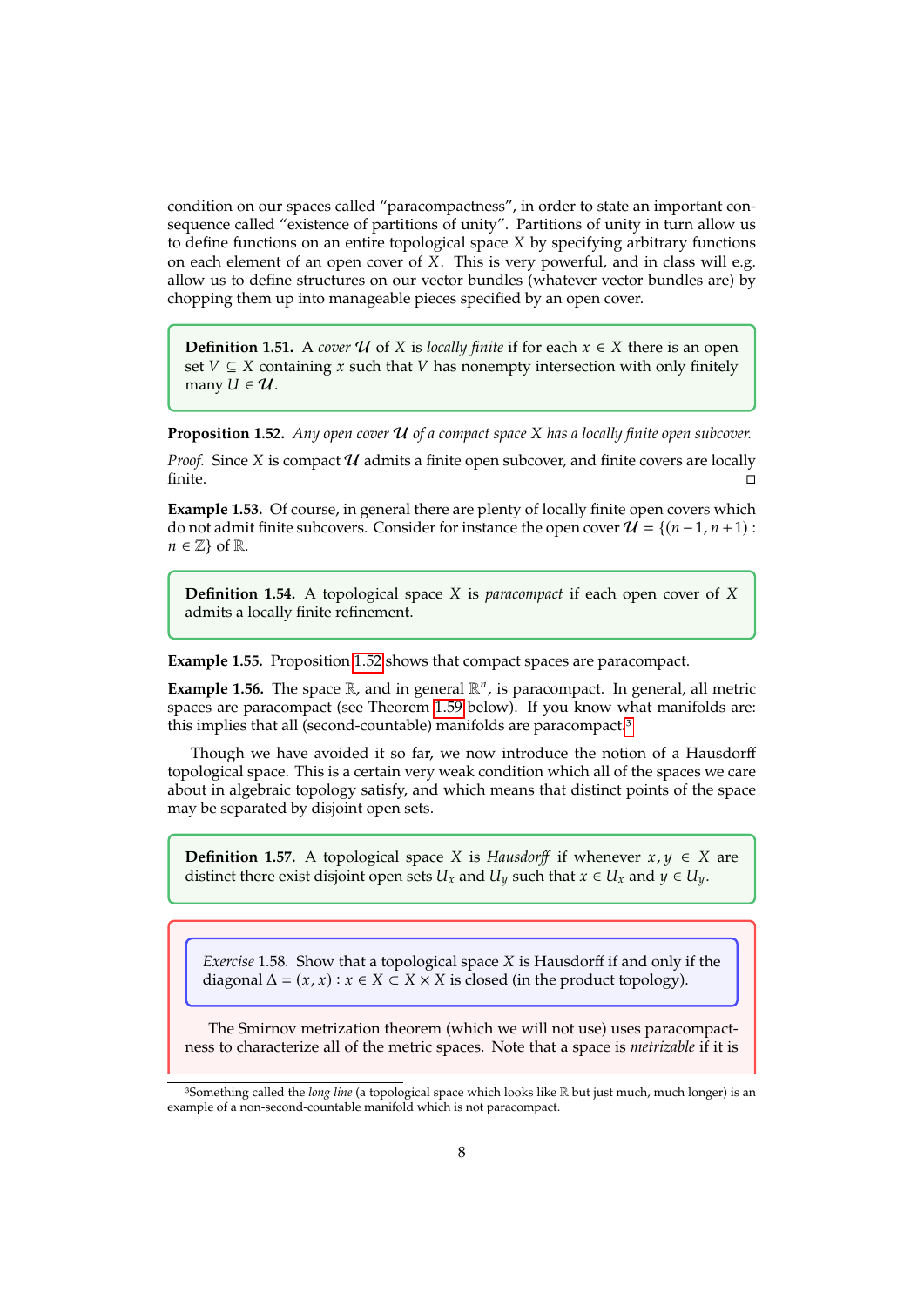condition on our spaces called "paracompactness", in order to state an important consequence called "existence of partitions of unity". Partitions of unity in turn allow us to define functions on an entire topological space $X$ by specifying arbitrary functions on each element of an open cover of $X$. This is very powerful, and in class will e.g. allow us to define structures on our vector bundles (whatever vector bundles are) by chopping them up into manageable pieces specified by an open cover.

**Definition 1.51.** A *cover* $\mathcal{U}$ of $X$ is *locally finite* if for each $x \in X$ there is an open set $V \subseteq X$ containing $x$ such that $V$ has nonempty intersection with only finitely many $U \in \mathcal{U}$.

**Proposition 1.52.** *Any open cover $\mathcal{U}$ of a compact space $X$ has a locally finite open subcover.*

*Proof.* Since $X$ is compact $\mathcal{U}$ admits a finite open subcover, and finite covers are locally finite. □

**Example 1.53.** Of course, in general there are plenty of locally finite open covers which do not admit finite subcovers. Consider for instance the open cover $\mathcal{U} = \{(n-1, n+1) : n \in \mathbb{Z}\}$ of $\mathbb{R}$.

**Definition 1.54.** A topological space $X$ is *paracompact* if each open cover of $X$ admits a locally finite refinement.

**Example 1.55.** Proposition 1.52 shows that compact spaces are paracompact.

**Example 1.56.** The space $\mathbb{R}$, and in general $\mathbb{R}^n$, is paracompact. In general, all metric spaces are paracompact (see Theorem 1.59 below). If you know what manifolds are: this implies that all (second-countable) manifolds are paracompact.[3]

Though we have avoided it so far, we now introduce the notion of a Hausdorff topological space. This is a certain very weak condition which all of the spaces we care about in algebraic topology satisfy, and which means that distinct points of the space may be separated by disjoint open sets.

**Definition 1.57.** A topological space $X$ is *Hausdorff* if whenever $x, y \in X$ are distinct there exist disjoint open sets $U_x$ and $U_y$ such that $x \in U_x$ and $y \in U_y$.

*Exercise* 1.58. Show that a topological space $X$ is Hausdorff if and only if the diagonal $\Delta = (x, x) : x \in X \subset X \times X$ is closed (in the product topology).

The Smirnov metrization theorem (which we will not use) uses paracompactness to characterize all of the metric spaces. Note that a space is *metrizable* if it is

[3]Something called the *long line* (a topological space which looks like $\mathbb{R}$ but just much, much longer) is an example of a non-second-countable manifold which is not paracompact.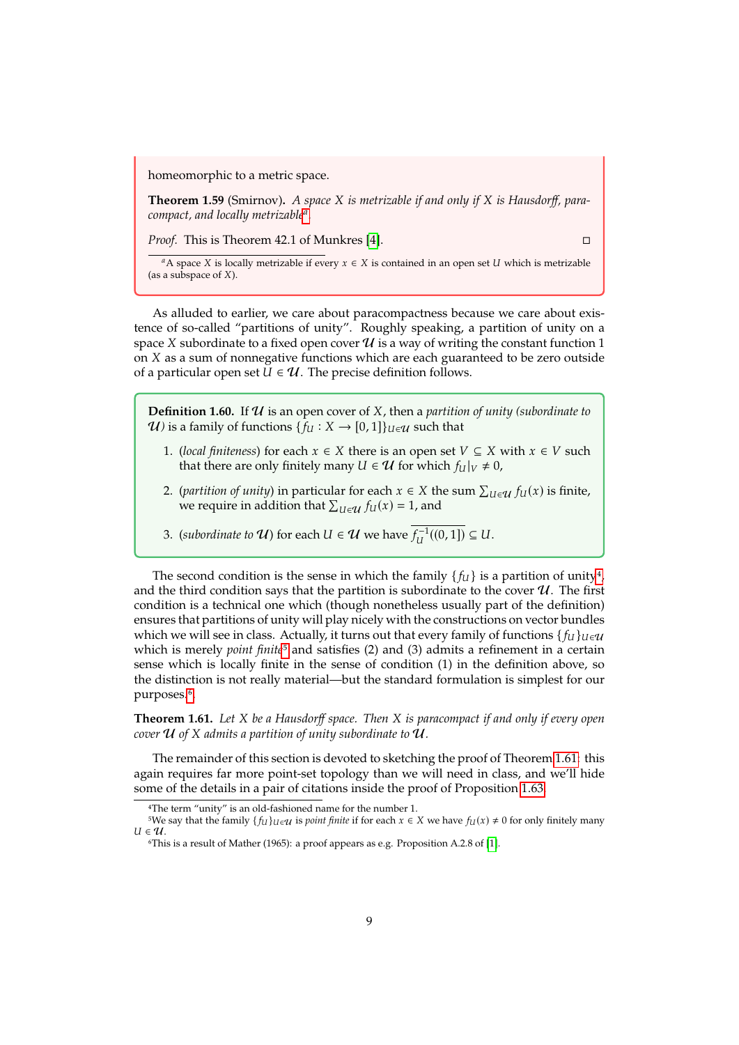homeomorphic to a metric space.

**Theorem 1.59** (Smirnov). *A space $X$ is metrizable if and only if $X$ is Hausdorff, paracompact, and locally metrizable*[a].

*Proof.* This is Theorem 42.1 of Munkres [4]. □

[a] A space $X$ is locally metrizable if every $x \in X$ is contained in an open set $U$ which is metrizable (as a subspace of $X$).

As alluded to earlier, we care about paracompactness because we care about existence of so-called "partitions of unity". Roughly speaking, a partition of unity on a space $X$ subordinate to a fixed open cover $\mathcal{U}$ is a way of writing the constant function 1 on $X$ as a sum of nonnegative functions which are each guaranteed to be zero outside of a particular open set $U \in \mathcal{U}$. The precise definition follows.

**Definition 1.60.** If $\mathcal{U}$ is an open cover of $X$, then a *partition of unity (subordinate to $\mathcal{U}$)* is a family of functions $\{f_U : X \to [0,1]\}_{U \in \mathcal{U}}$ such that

1. (*local finiteness*) for each $x \in X$ there is an open set $V \subseteq X$ with $x \in V$ such that there are only finitely many $U \in \mathcal{U}$ for which $f_U|_V \neq 0$,
2. (*partition of unity*) in particular for each $x \in X$ the sum $\sum_{U \in \mathcal{U}} f_U(x)$ is finite, we require in addition that $\sum_{U \in \mathcal{U}} f_U(x) = 1$, and
3. (*subordinate to $\mathcal{U}$*) for each $U \in \mathcal{U}$ we have $\overline{f_U^{-1}((0,1])} \subseteq U$.

The second condition is the sense in which the family $\{f_U\}$ is a partition of unity[4], and the third condition says that the partition is subordinate to the cover $\mathcal{U}$. The first condition is a technical one which (though nonetheless usually part of the definition) ensures that partitions of unity will play nicely with the constructions on vector bundles which we will see in class. Actually, it turns out that every family of functions $\{f_U\}_{U \in \mathcal{U}}$ which is merely *point finite*[5] and satisfies (2) and (3) admits a refinement in a certain sense which is locally finite in the sense of condition (1) in the definition above, so the distinction is not really material—but the standard formulation is simplest for our purposes[6].

**Theorem 1.61.** *Let $X$ be a Hausdorff space. Then $X$ is paracompact if and only if every open cover $\mathcal{U}$ of $X$ admits a partition of unity subordinate to $\mathcal{U}$.*

The remainder of this section is devoted to sketching the proof of Theorem 1.61: this again requires far more point-set topology than we will need in class, and we'll hide some of the details in a pair of citations inside the proof of Proposition 1.63.

[4] The term "unity" is an old-fashioned name for the number 1.

[5] We say that the family $\{f_U\}_{U \in \mathcal{U}}$ is *point finite* if for each $x \in X$ we have $f_U(x) \neq 0$ for only finitely many $U \in \mathcal{U}$.

[6] This is a result of Mather (1965): a proof appears as e.g. Proposition A.2.8 of [1].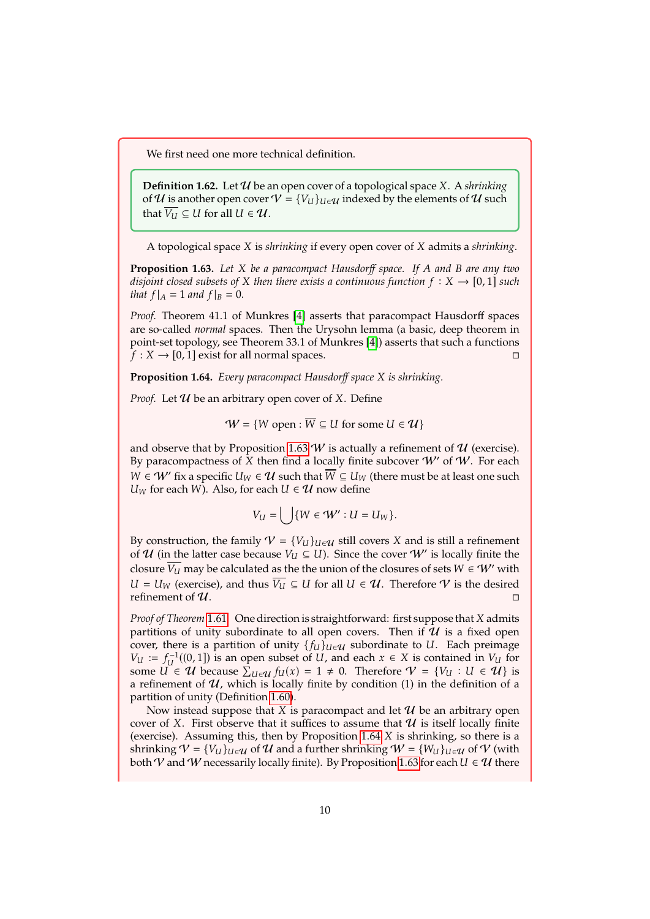We first need one more technical definition.

**Definition 1.62.** Let $\mathcal{U}$ be an open cover of a topological space $X$. A *shrinking* of $\mathcal{U}$ is another open cover $\mathcal{V} = \{V_U\}_{U \in \mathcal{U}}$ indexed by the elements of $\mathcal{U}$ such that $\overline{V_U} \subseteq U$ for all $U \in \mathcal{U}$.

A topological space $X$ is *shrinking* if every open cover of $X$ admits a *shrinking*.

**Proposition 1.63.** *Let $X$ be a paracompact Hausdorff space. If $A$ and $B$ are any two disjoint closed subsets of $X$ then there exists a continuous function $f : X \to [0,1]$ such that $f|_A = 1$ and $f|_B = 0$.*

*Proof.* Theorem 41.1 of Munkres [4] asserts that paracompact Hausdorff spaces are so-called *normal* spaces. Then the Urysohn lemma (a basic, deep theorem in point-set topology, see Theorem 33.1 of Munkres [4]) asserts that such a functions $f : X \to [0,1]$ exist for all normal spaces. □

**Proposition 1.64.** *Every paracompact Hausdorff space $X$ is shrinking.*

*Proof.* Let $\mathcal{U}$ be an arbitrary open cover of $X$. Define

$$\mathcal{W} = \{W \text{ open} : \overline{W} \subseteq U \text{ for some } U \in \mathcal{U}\}$$

and observe that by Proposition 1.63 $\mathcal{W}$ is actually a refinement of $\mathcal{U}$ (exercise). By paracompactness of $X$ then find a locally finite subcover $\mathcal{W}'$ of $\mathcal{W}$. For each $W \in \mathcal{W}'$ fix a specific $U_W \in \mathcal{U}$ such that $\overline{W} \subseteq U_W$ (there must be at least one such $U_W$ for each $W$). Also, for each $U \in \mathcal{U}$ now define

$$V_U = \bigcup\{W \in \mathcal{W}' : U = U_W\}.$$

By construction, the family $\mathcal{V} = \{V_U\}_{U \in \mathcal{U}}$ still covers $X$ and is still a refinement of $\mathcal{U}$ (in the latter case because $V_U \subseteq U$). Since the cover $\mathcal{W}'$ is locally finite the closure $\overline{V_U}$ may be calculated as the the union of the closures of sets $W \in \mathcal{W}'$ with $U = U_W$ (exercise), and thus $\overline{V_U} \subseteq U$ for all $U \in \mathcal{U}$. Therefore $\mathcal{V}$ is the desired refinement of $\mathcal{U}$. □

*Proof of Theorem 1.61.* One direction is straightforward: first suppose that $X$ admits partitions of unity subordinate to all open covers. Then if $\mathcal{U}$ is a fixed open cover, there is a partition of unity $\{f_U\}_{U \in \mathcal{U}}$ subordinate to $U$. Each preimage $V_U := f_U^{-1}((0,1])$ is an open subset of $U$, and each $x \in X$ is contained in $V_U$ for some $U \in \mathcal{U}$ because $\sum_{U \in \mathcal{U}} f_U(x) = 1 \neq 0$. Therefore $\mathcal{V} = \{V_U : U \in \mathcal{U}\}$ is a refinement of $\mathcal{U}$, which is locally finite by condition (1) in the definition of a partition of unity (Definition 1.60).

Now instead suppose that $X$ is paracompact and let $\mathcal{U}$ be an arbitrary open cover of $X$. First observe that it suffices to assume that $\mathcal{U}$ is itself locally finite (exercise). Assuming this, then by Proposition 1.64 $X$ is shrinking, so there is a shrinking $\mathcal{V} = \{V_U\}_{U \in \mathcal{U}}$ of $\mathcal{U}$ and a further shrinking $\mathcal{W} = \{W_U\}_{U \in \mathcal{U}}$ of $\mathcal{V}$ (with both $\mathcal{V}$ and $\mathcal{W}$ necessarily locally finite). By Proposition 1.63 for each $U \in \mathcal{U}$ there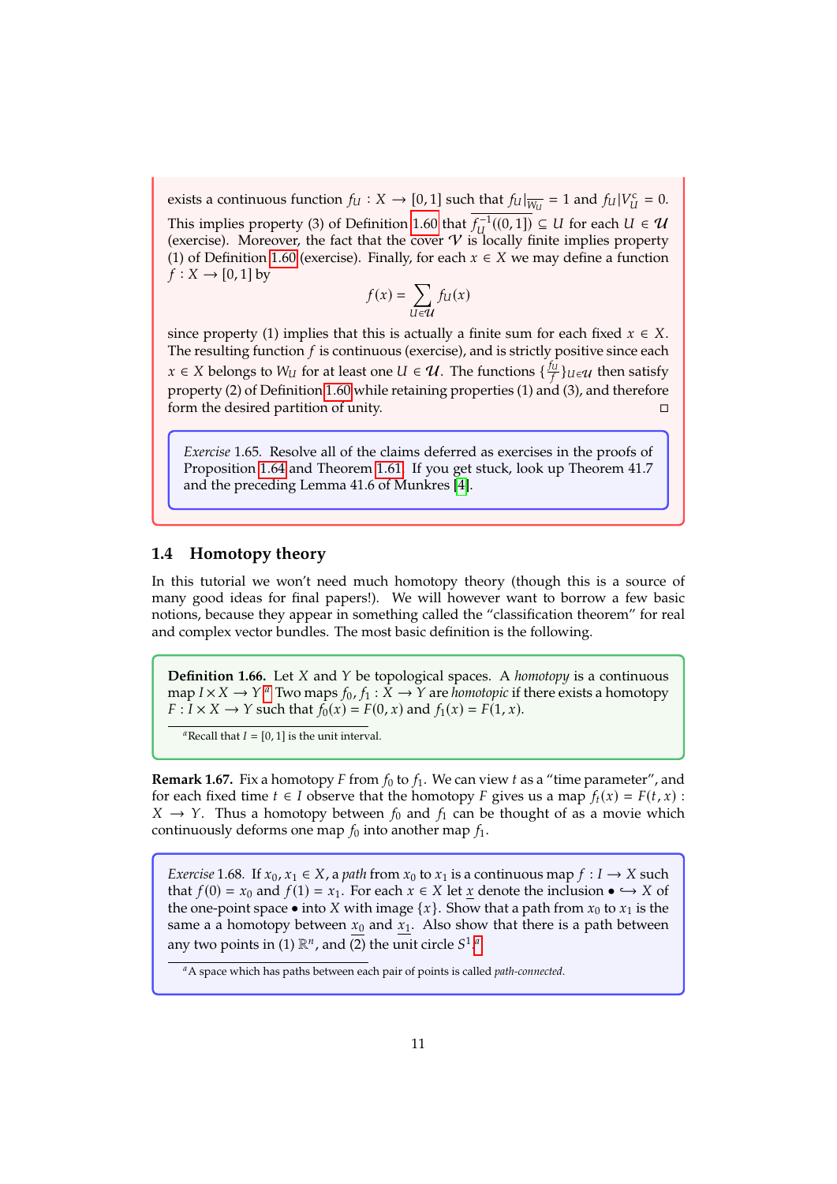exists a continuous function $f_U : X \to [0,1]$ such that $f_U|_{\overline{W_U}} = 1$ and $f_U|V_U^c = 0$. This implies property (3) of Definition 1.60 that $\overline{f_U^{-1}((0,1])} \subseteq U$ for each $U \in \mathcal{U}$ (exercise). Moreover, the fact that the cover $\mathcal{V}$ is locally finite implies property (1) of Definition 1.60 (exercise). Finally, for each $x \in X$ we may define a function $f : X \to [0,1]$ by

$$f(x) = \sum_{U \in \mathcal{U}} f_U(x)$$

since property (1) implies that this is actually a finite sum for each fixed $x \in X$. The resulting function $f$ is continuous (exercise), and is strictly positive since each $x \in X$ belongs to $W_U$ for at least one $U \in \mathcal{U}$. The functions $\{\frac{f_U}{f}\}_{U \in \mathcal{U}}$ then satisfy property (2) of Definition 1.60 while retaining properties (1) and (3), and therefore form the desired partition of unity. □

*Exercise* 1.65. Resolve all of the claims deferred as exercises in the proofs of Proposition 1.64 and Theorem 1.61. If you get stuck, look up Theorem 41.7 and the preceding Lemma 41.6 of Munkres [4].

## 1.4 Homotopy theory

In this tutorial we won't need much homotopy theory (though this is a source of many good ideas for final papers!). We will however want to borrow a few basic notions, because they appear in something called the "classification theorem" for real and complex vector bundles. The most basic definition is the following.

**Definition 1.66.** Let $X$ and $Y$ be topological spaces. A *homotopy* is a continuous map $I \times X \to Y$.[a] Two maps $f_0, f_1 : X \to Y$ are *homotopic* if there exists a homotopy $F : I \times X \to Y$ such that $f_0(x) = F(0,x)$ and $f_1(x) = F(1,x)$.

[a] Recall that $I = [0,1]$ is the unit interval.

**Remark 1.67.** Fix a homotopy $F$ from $f_0$ to $f_1$. We can view $t$ as a "time parameter", and for each fixed time $t \in I$ observe that the homotopy $F$ gives us a map $f_t(x) = F(t,x) : X \to Y$. Thus a homotopy between $f_0$ and $f_1$ can be thought of as a movie which continuously deforms one map $f_0$ into another map $f_1$.

*Exercise* 1.68. If $x_0, x_1 \in X$, a *path* from $x_0$ to $x_1$ is a continuous map $f : I \to X$ such that $f(0) = x_0$ and $f(1) = x_1$. For each $x \in X$ let $\underline{x}$ denote the inclusion $\bullet \hookrightarrow X$ of the one-point space $\bullet$ into $X$ with image $\{x\}$. Show that a path from $x_0$ to $x_1$ is the same a a homotopy between $\underline{x_0}$ and $\underline{x_1}$. Also show that there is a path between any two points in (1) $\mathbb{R}^n$, and (2) the unit circle $S^1$.[a]

[a] A space which has paths between each pair of points is called *path-connected*.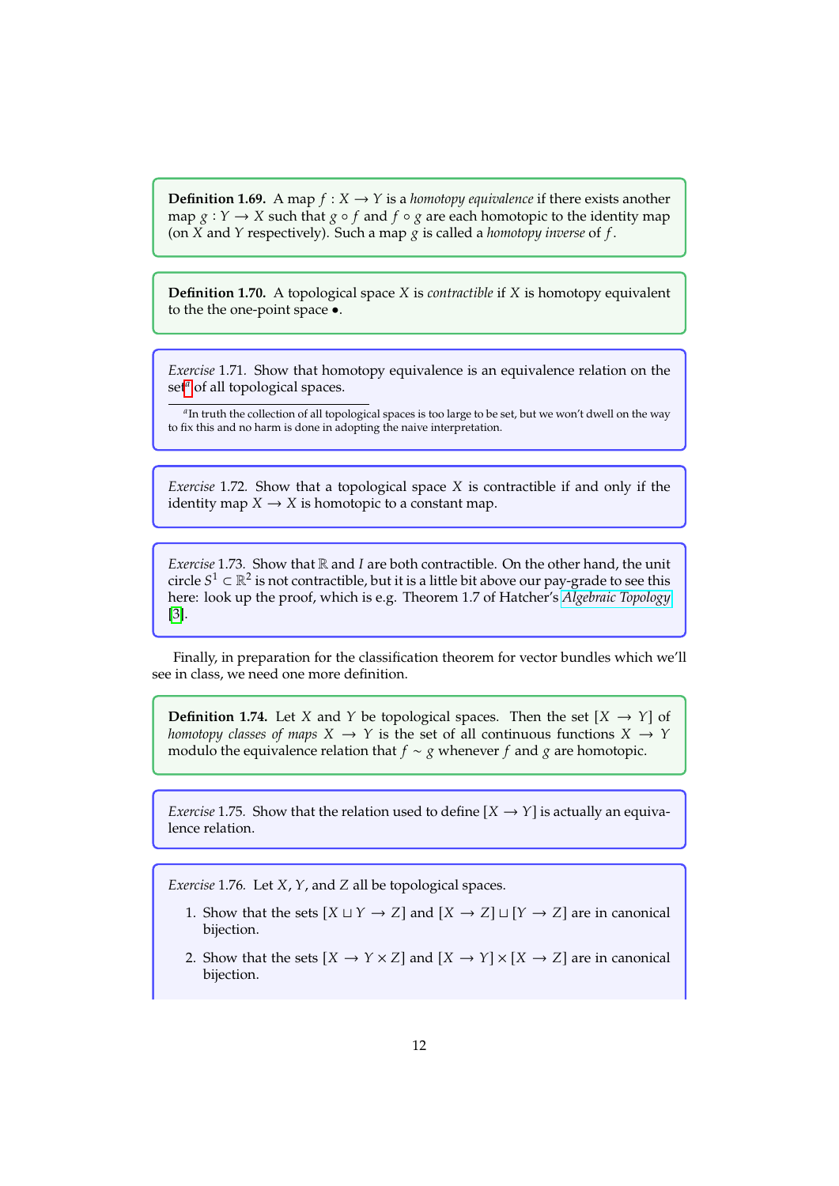**Definition 1.69.** A map $f : X \to Y$ is a *homotopy equivalence* if there exists another map $g : Y \to X$ such that $g \circ f$ and $f \circ g$ are each homotopic to the identity map (on $X$ and $Y$ respectively). Such a map $g$ is called a *homotopy inverse* of $f$.

**Definition 1.70.** A topological space $X$ is *contractible* if $X$ is homotopy equivalent to the the one-point space $\bullet$.

*Exercise* 1.71. Show that homotopy equivalence is an equivalence relation on the set[a] of all topological spaces.

[a] In truth the collection of all topological spaces is too large to be set, but we won't dwell on the way to fix this and no harm is done in adopting the naive interpretation.

*Exercise* 1.72. Show that a topological space $X$ is contractible if and only if the identity map $X \to X$ is homotopic to a constant map.

*Exercise* 1.73. Show that $\mathbb{R}$ and $I$ are both contractible. On the other hand, the unit circle $S^1 \subset \mathbb{R}^2$ is not contractible, but it is a little bit above our pay-grade to see this here: look up the proof, which is e.g. Theorem 1.7 of Hatcher's *Algebraic Topology* [3].

Finally, in preparation for the classification theorem for vector bundles which we'll see in class, we need one more definition.

**Definition 1.74.** Let $X$ and $Y$ be topological spaces. Then the set $[X \to Y]$ of *homotopy classes of maps* $X \to Y$ is the set of all continuous functions $X \to Y$ modulo the equivalence relation that $f \sim g$ whenever $f$ and $g$ are homotopic.

*Exercise* 1.75. Show that the relation used to define $[X \to Y]$ is actually an equivalence relation.

*Exercise* 1.76. Let $X$, $Y$, and $Z$ all be topological spaces.

1. Show that the sets $[X \sqcup Y \to Z]$ and $[X \to Z] \sqcup [Y \to Z]$ are in canonical bijection.
2. Show that the sets $[X \to Y \times Z]$ and $[X \to Y] \times [X \to Z]$ are in canonical bijection.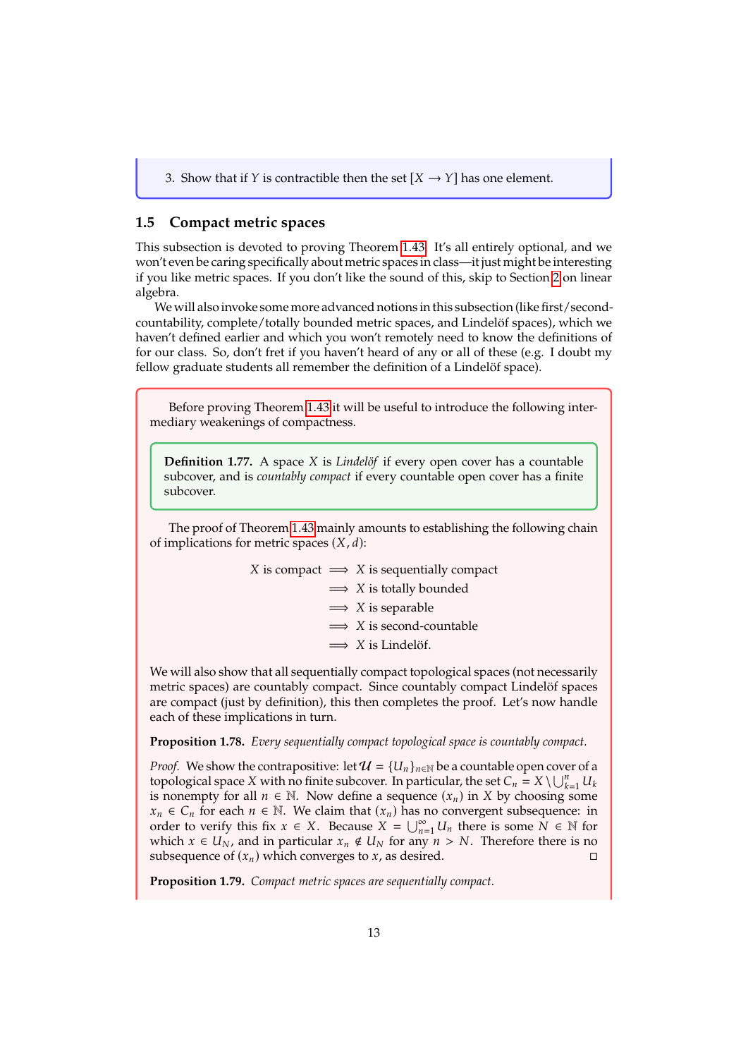3. Show that if $Y$ is contractible then the set $[X \to Y]$ has one element.

## 1.5 Compact metric spaces

This subsection is devoted to proving Theorem 1.43. It's all entirely optional, and we won't even be caring specifically about metric spaces in class—it just might be interesting if you like metric spaces. If you don't like the sound of this, skip to Section 2 on linear algebra.

We will also invoke some more advanced notions in this subsection (like first/second-countability, complete/totally bounded metric spaces, and Lindelöf spaces), which we haven't defined earlier and which you won't remotely need to know the definitions of for our class. So, don't fret if you haven't heard of any or all of these (e.g. I doubt my fellow graduate students all remember the definition of a Lindelöf space).

Before proving Theorem 1.43 it will be useful to introduce the following intermediary weakenings of compactness.

**Definition 1.77.** A space $X$ is *Lindelöf* if every open cover has a countable subcover, and is *countably compact* if every countable open cover has a finite subcover.

The proof of Theorem 1.43 mainly amounts to establishing the following chain of implications for metric spaces $(X, d)$:

$$\begin{aligned}
X \text{ is compact} &\implies X \text{ is sequentially compact} \\
&\implies X \text{ is totally bounded} \\
&\implies X \text{ is separable} \\
&\implies X \text{ is second-countable} \\
&\implies X \text{ is Lindelöf.}
\end{aligned}$$

We will also show that all sequentially compact topological spaces (not necessarily metric spaces) are countably compact. Since countably compact Lindelöf spaces are compact (just by definition), this then completes the proof. Let's now handle each of these implications in turn.

**Proposition 1.78.** *Every sequentially compact topological space is countably compact.*

*Proof.* We show the contrapositive: let $\mathcal{U} = \{U_n\}_{n\in\mathbb{N}}$ be a countable open cover of a topological space $X$ with no finite subcover. In particular, the set $C_n = X \setminus \bigcup_{k=1}^{n} U_k$ is nonempty for all $n \in \mathbb{N}$. Now define a sequence $(x_n)$ in $X$ by choosing some $x_n \in C_n$ for each $n \in \mathbb{N}$. We claim that $(x_n)$ has no convergent subsequence: in order to verify this fix $x \in X$. Because $X = \bigcup_{n=1}^{\infty} U_n$ there is some $N \in \mathbb{N}$ for which $x \in U_N$, and in particular $x_n \notin U_N$ for any $n > N$. Therefore there is no subsequence of $(x_n)$ which converges to $x$, as desired. □

**Proposition 1.79.** *Compact metric spaces are sequentially compact.*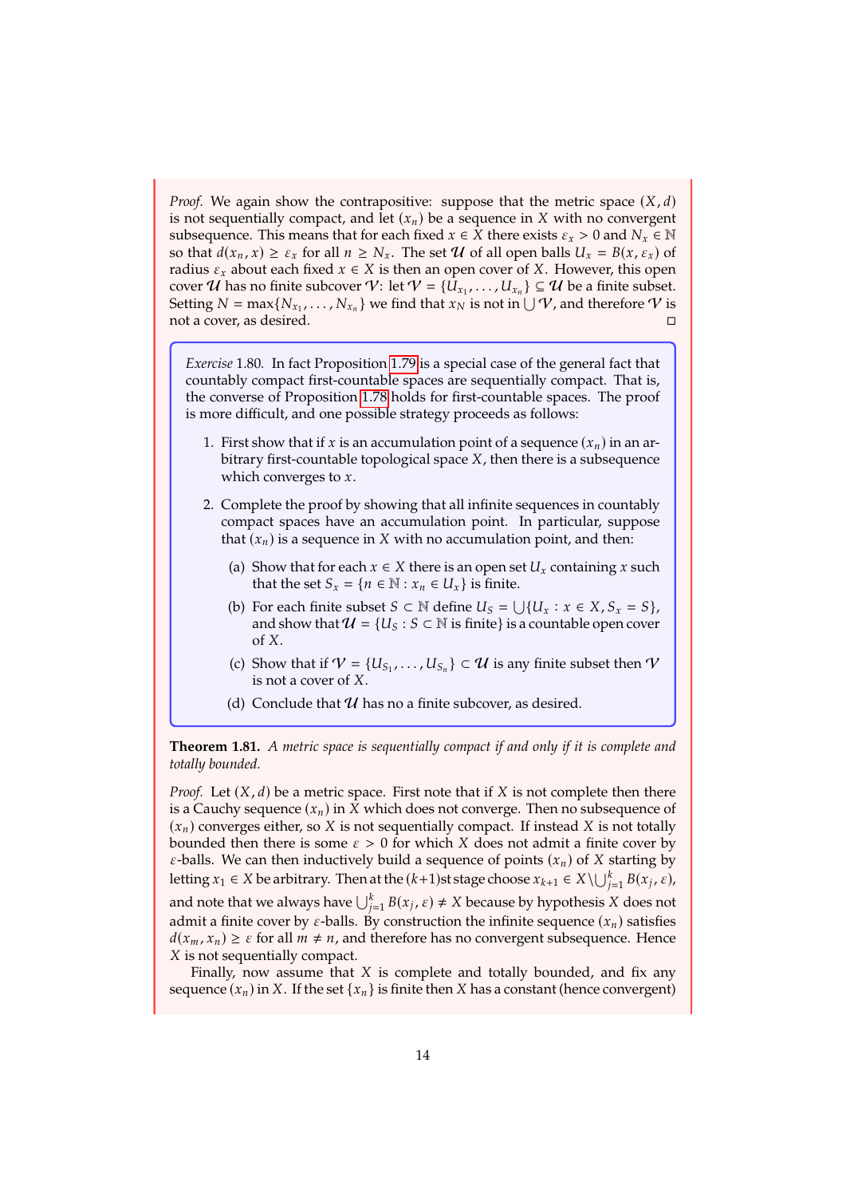*Proof.* We again show the contrapositive: suppose that the metric space $(X, d)$ is not sequentially compact, and let $(x_n)$ be a sequence in $X$ with no convergent subsequence. This means that for each fixed $x \in X$ there exists $\varepsilon_x > 0$ and $N_x \in \mathbb{N}$ so that $d(x_n, x) \geq \varepsilon_x$ for all $n \geq N_x$. The set $\mathcal{U}$ of all open balls $U_x = B(x, \varepsilon_x)$ of radius $\varepsilon_x$ about each fixed $x \in X$ is then an open cover of $X$. However, this open cover $\mathcal{U}$ has no finite subcover $\mathcal{V}$: let $\mathcal{V} = \{U_{x_1}, \ldots, U_{x_n}\} \subseteq \mathcal{U}$ be a finite subset. Setting $N = \max\{N_{x_1}, \ldots, N_{x_n}\}$ we find that $x_N$ is not in $\bigcup \mathcal{V}$, and therefore $\mathcal{V}$ is not a cover, as desired. □

*Exercise* 1.80. In fact Proposition 1.79 is a special case of the general fact that countably compact first-countable spaces are sequentially compact. That is, the converse of Proposition 1.78 holds for first-countable spaces. The proof is more difficult, and one possible strategy proceeds as follows:

1. First show that if $x$ is an accumulation point of a sequence $(x_n)$ in an arbitrary first-countable topological space $X$, then there is a subsequence which converges to $x$.
2. Complete the proof by showing that all infinite sequences in countably compact spaces have an accumulation point. In particular, suppose that $(x_n)$ is a sequence in $X$ with no accumulation point, and then:
   (a) Show that for each $x \in X$ there is an open set $U_x$ containing $x$ such that the set $S_x = \{n \in \mathbb{N} : x_n \in U_x\}$ is finite.
   (b) For each finite subset $S \subset \mathbb{N}$ define $U_S = \bigcup\{U_x : x \in X, S_x = S\}$, and show that $\mathcal{U} = \{U_S : S \subset \mathbb{N} \text{ is finite}\}$ is a countable open cover of $X$.
   (c) Show that if $\mathcal{V} = \{U_{S_1}, \ldots, U_{S_n}\} \subset \mathcal{U}$ is any finite subset then $\mathcal{V}$ is not a cover of $X$.
   (d) Conclude that $\mathcal{U}$ has no a finite subcover, as desired.

**Theorem 1.81.** *A metric space is sequentially compact if and only if it is complete and totally bounded.*

*Proof.* Let $(X, d)$ be a metric space. First note that if $X$ is not complete then there is a Cauchy sequence $(x_n)$ in $X$ which does not converge. Then no subsequence of $(x_n)$ converges either, so $X$ is not sequentially compact. If instead $X$ is not totally bounded then there is some $\varepsilon > 0$ for which $X$ does not admit a finite cover by $\varepsilon$-balls. We can then inductively build a sequence of points $(x_n)$ of $X$ starting by letting $x_1 \in X$ be arbitrary. Then at the $(k+1)$st stage choose $x_{k+1} \in X \setminus \bigcup_{j=1}^{k} B(x_j, \varepsilon)$, and note that we always have $\bigcup_{j=1}^{k} B(x_j, \varepsilon) \neq X$ because by hypothesis $X$ does not admit a finite cover by $\varepsilon$-balls. By construction the infinite sequence $(x_n)$ satisfies $d(x_m, x_n) \geq \varepsilon$ for all $m \neq n$, and therefore has no convergent subsequence. Hence $X$ is not sequentially compact.

Finally, now assume that $X$ is complete and totally bounded, and fix any sequence $(x_n)$ in $X$. If the set $\{x_n\}$ is finite then $X$ has a constant (hence convergent)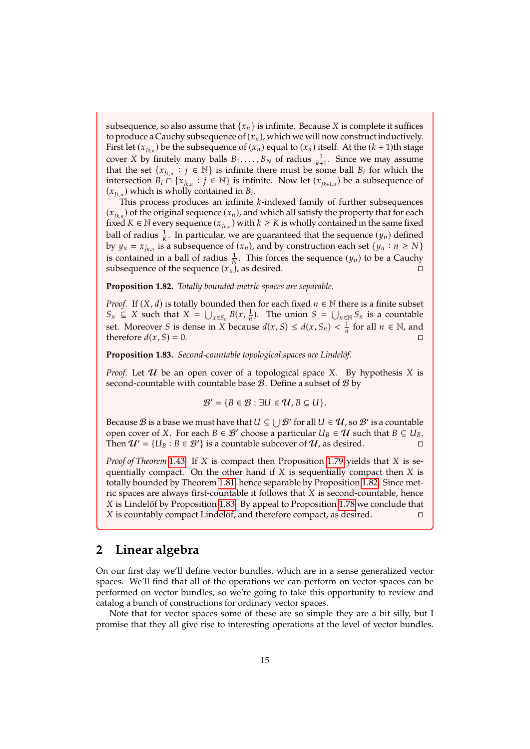subsequence, so also assume that $\{x_n\}$ is infinite. Because $X$ is complete it suffices to produce a Cauchy subsequence of $(x_n)$, which we will now construct inductively. First let $(x_{j_{0,n}})$ be the subsequence of $(x_n)$ equal to $(x_n)$ itself. At the $(k+1)$th stage cover $X$ by finitely many balls $B_1, \ldots, B_N$ of radius $\frac{1}{k+1}$. Since we may assume that the set $\{x_{j_{k,n}} : j \in \mathbb{N}\}$ is infinite there must be some ball $B_i$ for which the intersection $B_i \cap \{x_{j_{k,n}} : j \in \mathbb{N}\}$ is infinite. Now let $(x_{j_{k+1,n}})$ be a subsequence of $(x_{j_{k,n}})$ which is wholly contained in $B_i$.

This process produces an infinite $k$-indexed family of further subsequences $(x_{j_{k,n}})$ of the original sequence $(x_n)$, and which all satisfy the property that for each fixed $K \in \mathbb{N}$ every sequence $(x_{j_{k,n}})$ with $k \geq K$ is wholly contained in the same fixed ball of radius $\frac{1}{K}$. In particular, we are guaranteed that the sequence $(y_n)$ defined by $y_n = x_{j_{n,n}}$ is a subsequence of $(x_n)$, and by construction each set $\{y_n : n \geq N\}$ is contained in a ball of radius $\frac{1}{N}$. This forces the sequence $(y_n)$ to be a Cauchy subsequence of the sequence $(x_n)$, as desired. □

**Proposition 1.82.** *Totally bounded metric spaces are separable.*

*Proof.* If $(X, d)$ is totally bounded then for each fixed $n \in \mathbb{N}$ there is a finite subset $S_n \subseteq X$ such that $X = \bigcup_{x \in S_n} B(x, \frac{1}{n})$. The union $S = \bigcup_{n \in \mathbb{N}} S_n$ is a countable set. Moreover $S$ is dense in $X$ because $d(x, S) \leq d(x, S_n) < \frac{1}{n}$ for all $n \in \mathbb{N}$, and therefore $d(x, S) = 0$. □

**Proposition 1.83.** *Second-countable topological spaces are Lindelöf.*

*Proof.* Let $\mathcal{U}$ be an open cover of a topological space $X$. By hypothesis $X$ is second-countable with countable base $\mathcal{B}$. Define a subset of $\mathcal{B}$ by

$$\mathcal{B}' = \{B \in \mathcal{B} : \exists U \in \mathcal{U}, B \subseteq U\}.$$

Because $\mathcal{B}$ is a base we must have that $U \subseteq \bigcup \mathcal{B}'$ for all $U \in \mathcal{U}$, so $\mathcal{B}'$ is a countable open cover of $X$. For each $B \in \mathcal{B}'$ choose a particular $U_B \in \mathcal{U}$ such that $B \subseteq U_B$. Then $\mathcal{U}' = \{U_B : B \in \mathcal{B}'\}$ is a countable subcover of $\mathcal{U}$, as desired. □

*Proof of Theorem 1.43.* If $X$ is compact then Proposition 1.79 yields that $X$ is sequentially compact. On the other hand if $X$ is sequentially compact then $X$ is totally bounded by Theorem 1.81, hence separable by Proposition 1.82. Since metric spaces are always first-countable it follows that $X$ is second-countable, hence $X$ is Lindelöf by Proposition 1.83. By appeal to Proposition 1.78 we conclude that $X$ is countably compact Lindelöf, and therefore compact, as desired. □

## 2 Linear algebra

On our first day we'll define vector bundles, which are in a sense generalized vector spaces. We'll find that all of the operations we can perform on vector spaces can be performed on vector bundles, so we're going to take this opportunity to review and catalog a bunch of constructions for ordinary vector spaces.

Note that for vector spaces some of these are so simple they are a bit silly, but I promise that they all give rise to interesting operations at the level of vector bundles.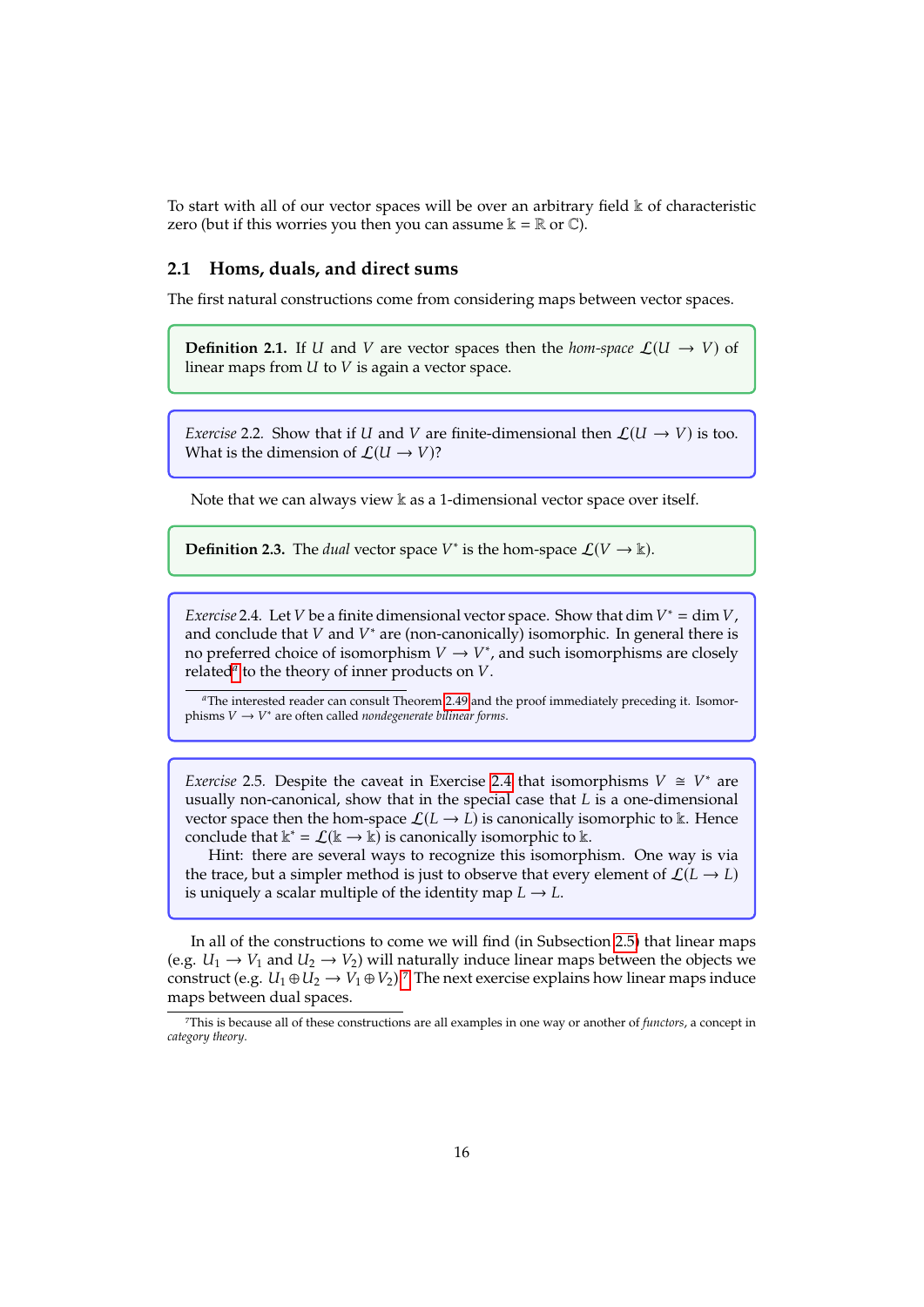To start with all of our vector spaces will be over an arbitrary field $\Bbbk$ of characteristic zero (but if this worries you then you can assume $\Bbbk = \mathbb{R}$ or $\mathbb{C}$).

## 2.1 Homs, duals, and direct sums

The first natural constructions come from considering maps between vector spaces.

**Definition 2.1.** If $U$ and $V$ are vector spaces then the *hom-space* $\mathcal{L}(U \to V)$ of linear maps from $U$ to $V$ is again a vector space.

*Exercise* 2.2. Show that if $U$ and $V$ are finite-dimensional then $\mathcal{L}(U \to V)$ is too. What is the dimension of $\mathcal{L}(U \to V)$?

Note that we can always view $\Bbbk$ as a 1-dimensional vector space over itself.

**Definition 2.3.** The *dual* vector space $V^*$ is the hom-space $\mathcal{L}(V \to \Bbbk)$.

*Exercise* 2.4. Let $V$ be a finite dimensional vector space. Show that $\dim V^* = \dim V$, and conclude that $V$ and $V^*$ are (non-canonically) isomorphic. In general there is no preferred choice of isomorphism $V \to V^*$, and such isomorphisms are closely related[a] to the theory of inner products on $V$.

[a]The interested reader can consult Theorem 2.49 and the proof immediately preceding it. Isomorphisms $V \to V^*$ are often called *nondegenerate bilinear forms*.

*Exercise* 2.5. Despite the caveat in Exercise 2.4 that isomorphisms $V \cong V^*$ are usually non-canonical, show that in the special case that $L$ is a one-dimensional vector space then the hom-space $\mathcal{L}(L \to L)$ is canonically isomorphic to $\Bbbk$. Hence conclude that $\Bbbk^* = \mathcal{L}(\Bbbk \to \Bbbk)$ is canonically isomorphic to $\Bbbk$.

Hint: there are several ways to recognize this isomorphism. One way is via the trace, but a simpler method is just to observe that every element of $\mathcal{L}(L \to L)$ is uniquely a scalar multiple of the identity map $L \to L$.

In all of the constructions to come we will find (in Subsection 2.5) that linear maps (e.g. $U_1 \to V_1$ and $U_2 \to V_2$) will naturally induce linear maps between the objects we construct (e.g. $U_1 \oplus U_2 \to V_1 \oplus V_2$).[7] The next exercise explains how linear maps induce maps between dual spaces.

[7]This is because all of these constructions are all examples in one way or another of *functors*, a concept in *category theory*.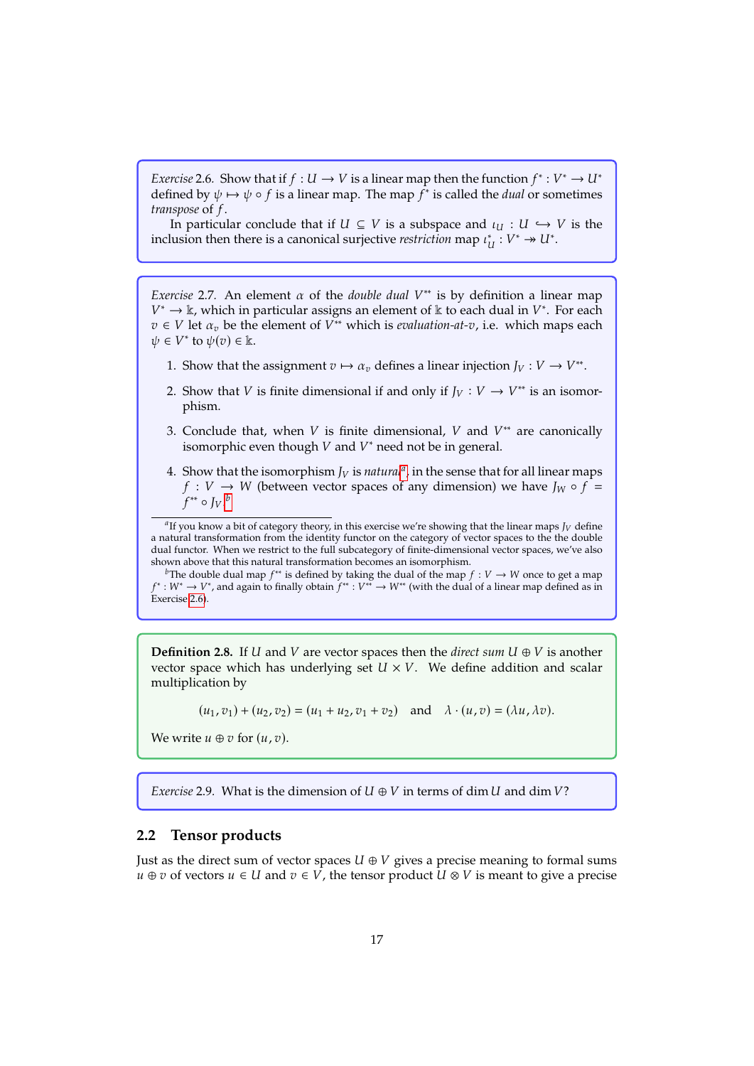*Exercise* 2.6. Show that if $f : U \to V$ is a linear map then the function $f^* : V^* \to U^*$ defined by $\psi \mapsto \psi \circ f$ is a linear map. The map $f^*$ is called the *dual* or sometimes *transpose* of $f$.

In particular conclude that if $U \subseteq V$ is a subspace and $\iota_U : U \hookrightarrow V$ is the inclusion then there is a canonical surjective *restriction* map $\iota_U^* : V^* \twoheadrightarrow U^*$.

*Exercise* 2.7. An element $\alpha$ of the *double dual* $V^{**}$ is by definition a linear map $V^* \to \Bbbk$, which in particular assigns an element of $\Bbbk$ to each dual in $V^*$. For each $v \in V$ let $\alpha_v$ be the element of $V^{**}$ which is *evaluation-at-$v$*, i.e. which maps each $\psi \in V^*$ to $\psi(v) \in \Bbbk$.

1. Show that the assignment $v \mapsto \alpha_v$ defines a linear injection $J_V : V \to V^{**}$.
2. Show that $V$ is finite dimensional if and only if $J_V : V \to V^{**}$ is an isomorphism.
3. Conclude that, when $V$ is finite dimensional, $V$ and $V^{**}$ are canonically isomorphic even though $V$ and $V^*$ need not be in general.
4. Show that the isomorphism $J_V$ is *natural*[a] in the sense that for all linear maps $f : V \to W$ (between vector spaces of any dimension) we have $J_W \circ f = f^{**} \circ J_V$.[b]

[a] If you know a bit of category theory, in this exercise we're showing that the linear maps $J_V$ define a natural transformation from the identity functor on the category of vector spaces to the the double dual functor. When we restrict to the full subcategory of finite-dimensional vector spaces, we've also shown above that this natural transformation becomes an isomorphism.

[b] The double dual map $f^{**}$ is defined by taking the dual of the map $f : V \to W$ once to get a map $f^* : W^* \to V^*$, and again to finally obtain $f^{**} : V^{**} \to W^{**}$ (with the dual of a linear map defined as in Exercise 2.6).

**Definition 2.8.** If $U$ and $V$ are vector spaces then the *direct sum* $U \oplus V$ is another vector space which has underlying set $U \times V$. We define addition and scalar multiplication by

$$(u_1, v_1) + (u_2, v_2) = (u_1 + u_2, v_1 + v_2) \quad \text{and} \quad \lambda \cdot (u, v) = (\lambda u, \lambda v).$$

We write $u \oplus v$ for $(u, v)$.

*Exercise* 2.9. What is the dimension of $U \oplus V$ in terms of $\dim U$ and $\dim V$?

## 2.2 Tensor products

Just as the direct sum of vector spaces $U \oplus V$ gives a precise meaning to formal sums $u \oplus v$ of vectors $u \in U$ and $v \in V$, the tensor product $U \otimes V$ is meant to give a precise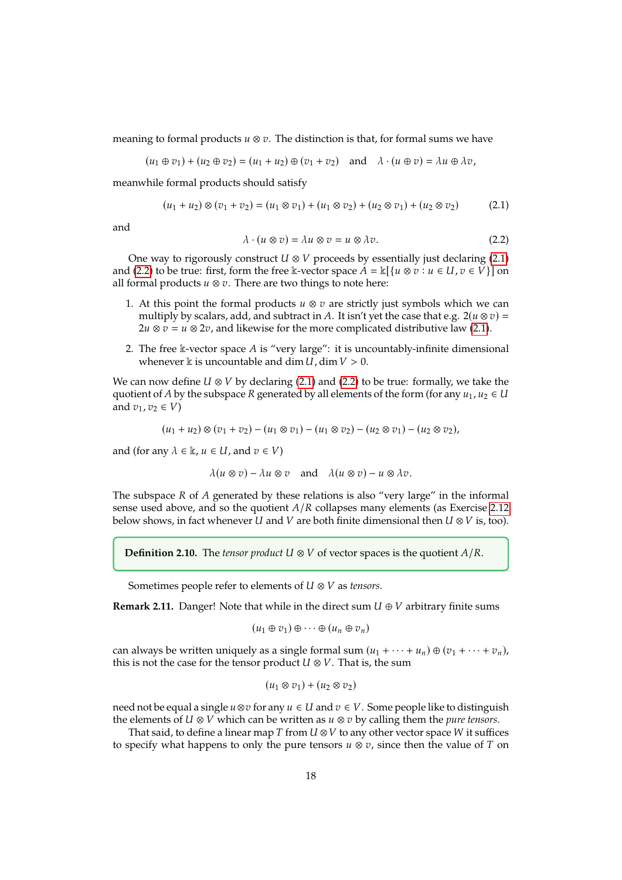meaning to formal products $u \otimes v$. The distinction is that, for formal sums we have

$$(u_1 \oplus v_1) + (u_2 \oplus v_2) = (u_1 + u_2) \oplus (v_1 + v_2) \quad \text{and} \quad \lambda \cdot (u \oplus v) = \lambda u \oplus \lambda v,$$

meanwhile formal products should satisfy

$$(u_1 + u_2) \otimes (v_1 + v_2) = (u_1 \otimes v_1) + (u_1 \otimes v_2) + (u_2 \otimes v_1) + (u_2 \otimes v_2) \tag{2.1}$$

and

$$\lambda \cdot (u \otimes v) = \lambda u \otimes v = u \otimes \lambda v. \tag{2.2}$$

One way to rigorously construct $U \otimes V$ proceeds by essentially just declaring (2.1) and (2.2) to be true: first, form the free $\mathbb{k}$-vector space $A = \mathbb{k}[\{u \otimes v : u \in U, v \in V\}]$ on all formal products $u \otimes v$. There are two things to note here:

1. At this point the formal products $u \otimes v$ are strictly just symbols which we can multiply by scalars, add, and subtract in $A$. It isn't yet the case that e.g. $2(u \otimes v) = 2u \otimes v = u \otimes 2v$, and likewise for the more complicated distributive law (2.1).
2. The free $\mathbb{k}$-vector space $A$ is "very large": it is uncountably-infinite dimensional whenever $\mathbb{k}$ is uncountable and $\dim U, \dim V > 0$.

We can now define $U \otimes V$ by declaring (2.1) and (2.2) to be true: formally, we take the quotient of $A$ by the subspace $R$ generated by all elements of the form (for any $u_1, u_2 \in U$ and $v_1, v_2 \in V$)

$$(u_1 + u_2) \otimes (v_1 + v_2) - (u_1 \otimes v_1) - (u_1 \otimes v_2) - (u_2 \otimes v_1) - (u_2 \otimes v_2),$$

and (for any $\lambda \in \mathbb{k}$, $u \in U$, and $v \in V$)

$$\lambda(u \otimes v) - \lambda u \otimes v \quad \text{and} \quad \lambda(u \otimes v) - u \otimes \lambda v.$$

The subspace $R$ of $A$ generated by these relations is also "very large" in the informal sense used above, and so the quotient $A/R$ collapses many elements (as Exercise 2.12 below shows, in fact whenever $U$ and $V$ are both finite dimensional then $U \otimes V$ is, too).

**Definition 2.10.** The *tensor product* $U \otimes V$ of vector spaces is the quotient $A/R$.

Sometimes people refer to elements of $U \otimes V$ as *tensors*.

**Remark 2.11.** Danger! Note that while in the direct sum $U \oplus V$ arbitrary finite sums

$$(u_1 \oplus v_1) \oplus \cdots \oplus (u_n \oplus v_n)$$

can always be written uniquely as a single formal sum $(u_1 + \cdots + u_n) \oplus (v_1 + \cdots + v_n)$, this is not the case for the tensor product $U \otimes V$. That is, the sum

$$(u_1 \otimes v_1) + (u_2 \otimes v_2)$$

need not be equal a single $u \otimes v$ for any $u \in U$ and $v \in V$. Some people like to distinguish the elements of $U \otimes V$ which can be written as $u \otimes v$ by calling them the *pure tensors*.

That said, to define a linear map $T$ from $U \otimes V$ to any other vector space $W$ it suffices to specify what happens to only the pure tensors $u \otimes v$, since then the value of $T$ on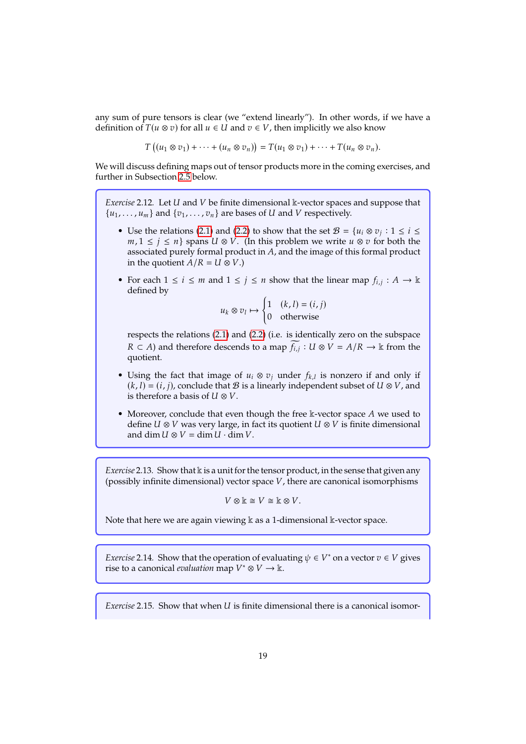any sum of pure tensors is clear (we "extend linearly"). In other words, if we have a definition of $T(u \otimes v)$ for all $u \in U$ and $v \in V$, then implicitly we also know

$$T\left((u_1 \otimes v_1) + \cdots + (u_n \otimes v_n)\right) = T(u_1 \otimes v_1) + \cdots + T(u_n \otimes v_n).$$

We will discuss defining maps out of tensor products more in the coming exercises, and further in Subsection 2.5 below.

*Exercise* 2.12. Let $U$ and $V$ be finite dimensional $\Bbbk$-vector spaces and suppose that $\{u_1, \ldots, u_m\}$ and $\{v_1, \ldots, v_n\}$ are bases of $U$ and $V$ respectively.

- Use the relations (2.1) and (2.2) to show that the set $\mathcal{B} = \{u_i \otimes v_j : 1 \leq i \leq m, 1 \leq j \leq n\}$ spans $U \otimes V$. (In this problem we write $u \otimes v$ for both the associated purely formal product in $A$, and the image of this formal product in the quotient $A/R = U \otimes V$.)

- For each $1 \leq i \leq m$ and $1 \leq j \leq n$ show that the linear map $f_{i,j} : A \to \Bbbk$ defined by
$$u_k \otimes v_l \mapsto \begin{cases} 1 & (k,l) = (i,j) \\ 0 & \text{otherwise} \end{cases}$$
respects the relations (2.1) and (2.2) (i.e. is identically zero on the subspace $R \subset A$) and therefore descends to a map $\widetilde{f_{i,j}} : U \otimes V = A/R \to \Bbbk$ from the quotient.

- Using the fact that image of $u_i \otimes v_j$ under $f_{k,l}$ is nonzero if and only if $(k,l) = (i,j)$, conclude that $\mathcal{B}$ is a linearly independent subset of $U \otimes V$, and is therefore a basis of $U \otimes V$.

- Moreover, conclude that even though the free $\Bbbk$-vector space $A$ we used to define $U \otimes V$ was very large, in fact its quotient $U \otimes V$ is finite dimensional and $\dim U \otimes V = \dim U \cdot \dim V$.

*Exercise* 2.13. Show that $\Bbbk$ is a unit for the tensor product, in the sense that given any (possibly infinite dimensional) vector space $V$, there are canonical isomorphisms

$$V \otimes \Bbbk \cong V \cong \Bbbk \otimes V.$$

Note that here we are again viewing $\Bbbk$ as a 1-dimensional $\Bbbk$-vector space.

*Exercise* 2.14. Show that the operation of evaluating $\psi \in V^*$ on a vector $v \in V$ gives rise to a canonical *evaluation* map $V^* \otimes V \to \Bbbk$.

*Exercise* 2.15. Show that when $U$ is finite dimensional there is a canonical isomor-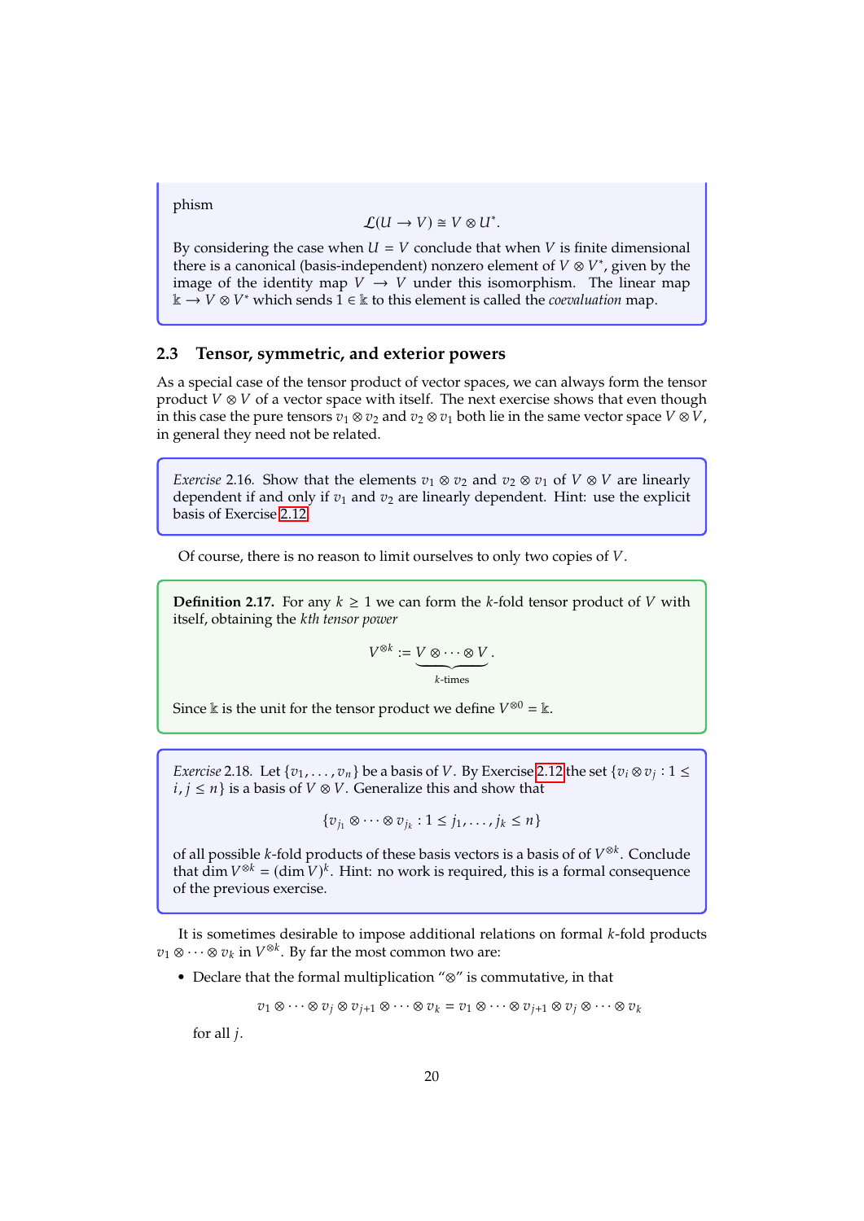phism

$$\mathcal{L}(U \to V) \cong V \otimes U^*.$$

By considering the case when $U = V$ conclude that when $V$ is finite dimensional there is a canonical (basis-independent) nonzero element of $V \otimes V^*$, given by the image of the identity map $V \to V$ under this isomorphism. The linear map $\Bbbk \to V \otimes V^*$ which sends $1 \in \Bbbk$ to this element is called the *coevaluation* map.

## 2.3 Tensor, symmetric, and exterior powers

As a special case of the tensor product of vector spaces, we can always form the tensor product $V \otimes V$ of a vector space with itself. The next exercise shows that even though in this case the pure tensors $v_1 \otimes v_2$ and $v_2 \otimes v_1$ both lie in the same vector space $V \otimes V$, in general they need not be related.

*Exercise* 2.16. Show that the elements $v_1 \otimes v_2$ and $v_2 \otimes v_1$ of $V \otimes V$ are linearly dependent if and only if $v_1$ and $v_2$ are linearly dependent. Hint: use the explicit basis of Exercise 2.12.

Of course, there is no reason to limit ourselves to only two copies of $V$.

**Definition 2.17.** For any $k \geq 1$ we can form the $k$-fold tensor product of $V$ with itself, obtaining the *kth tensor power*

$$V^{\otimes k} := \underbrace{V \otimes \cdots \otimes V}_{k\text{-times}}.$$

Since $\Bbbk$ is the unit for the tensor product we define $V^{\otimes 0} = \Bbbk$.

*Exercise* 2.18. Let $\{v_1, \ldots, v_n\}$ be a basis of $V$. By Exercise 2.12 the set $\{v_i \otimes v_j : 1 \leq i, j \leq n\}$ is a basis of $V \otimes V$. Generalize this and show that

$$\{v_{j_1} \otimes \cdots \otimes v_{j_k} : 1 \leq j_1, \ldots, j_k \leq n\}$$

of all possible $k$-fold products of these basis vectors is a basis of of $V^{\otimes k}$. Conclude that $\dim V^{\otimes k} = (\dim V)^k$. Hint: no work is required, this is a formal consequence of the previous exercise.

It is sometimes desirable to impose additional relations on formal $k$-fold products $v_1 \otimes \cdots \otimes v_k$ in $V^{\otimes k}$. By far the most common two are:

- Declare that the formal multiplication "$\otimes$" is commutative, in that

  $$v_1 \otimes \cdots \otimes v_j \otimes v_{j+1} \otimes \cdots \otimes v_k = v_1 \otimes \cdots \otimes v_{j+1} \otimes v_j \otimes \cdots \otimes v_k$$

  for all $j$.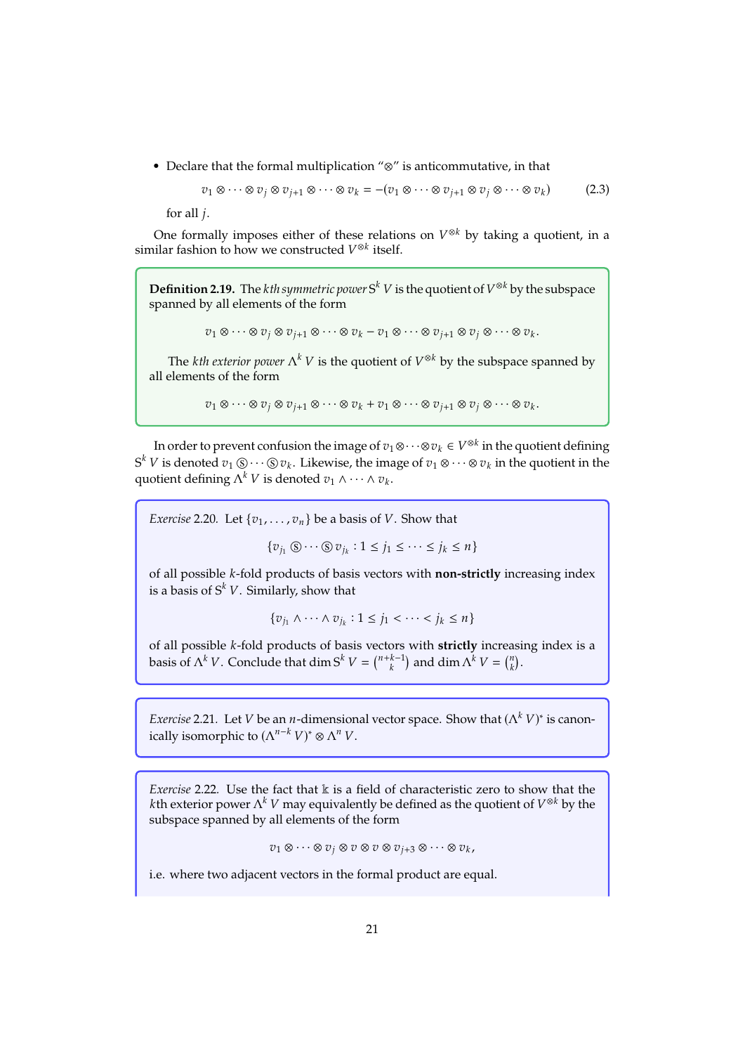- Declare that the formal multiplication "$\otimes$" is anticommutative, in that

$$v_1 \otimes \cdots \otimes v_j \otimes v_{j+1} \otimes \cdots \otimes v_k = -(v_1 \otimes \cdots \otimes v_{j+1} \otimes v_j \otimes \cdots \otimes v_k) \tag{2.3}$$

  for all $j$.

One formally imposes either of these relations on $V^{\otimes k}$ by taking a quotient, in a similar fashion to how we constructed $V^{\otimes k}$ itself.

**Definition 2.19.** The *kth symmetric power* $\mathrm{S}^k V$ is the quotient of $V^{\otimes k}$ by the subspace spanned by all elements of the form

$$v_1 \otimes \cdots \otimes v_j \otimes v_{j+1} \otimes \cdots \otimes v_k - v_1 \otimes \cdots \otimes v_{j+1} \otimes v_j \otimes \cdots \otimes v_k.$$

The *kth exterior power* $\Lambda^k V$ is the quotient of $V^{\otimes k}$ by the subspace spanned by all elements of the form

$$v_1 \otimes \cdots \otimes v_j \otimes v_{j+1} \otimes \cdots \otimes v_k + v_1 \otimes \cdots \otimes v_{j+1} \otimes v_j \otimes \cdots \otimes v_k.$$

In order to prevent confusion the image of $v_1 \otimes \cdots \otimes v_k \in V^{\otimes k}$ in the quotient defining $\mathrm{S}^k V$ is denoted $v_1 \circledS \cdots \circledS v_k$. Likewise, the image of $v_1 \otimes \cdots \otimes v_k$ in the quotient in the quotient defining $\Lambda^k V$ is denoted $v_1 \wedge \cdots \wedge v_k$.

*Exercise* 2.20. Let $\{v_1, \ldots, v_n\}$ be a basis of $V$. Show that

$$\{v_{j_1} \circledS \cdots \circledS v_{j_k} : 1 \leq j_1 \leq \cdots \leq j_k \leq n\}$$

of all possible $k$-fold products of basis vectors with **non-strictly** increasing index is a basis of $\mathrm{S}^k V$. Similarly, show that

$$\{v_{j_1} \wedge \cdots \wedge v_{j_k} : 1 \leq j_1 < \cdots < j_k \leq n\}$$

of all possible $k$-fold products of basis vectors with **strictly** increasing index is a basis of $\Lambda^k V$. Conclude that $\dim \mathrm{S}^k V = \binom{n+k-1}{k}$ and $\dim \Lambda^k V = \binom{n}{k}$.

*Exercise* 2.21. Let $V$ be an $n$-dimensional vector space. Show that $(\Lambda^k V)^*$ is canonically isomorphic to $(\Lambda^{n-k} V)^* \otimes \Lambda^n V$.

*Exercise* 2.22. Use the fact that $\Bbbk$ is a field of characteristic zero to show that the $k$th exterior power $\Lambda^k V$ may equivalently be defined as the quotient of $V^{\otimes k}$ by the subspace spanned by all elements of the form

$$v_1 \otimes \cdots \otimes v_j \otimes v \otimes v \otimes v_{j+3} \otimes \cdots \otimes v_k,$$

i.e. where two adjacent vectors in the formal product are equal.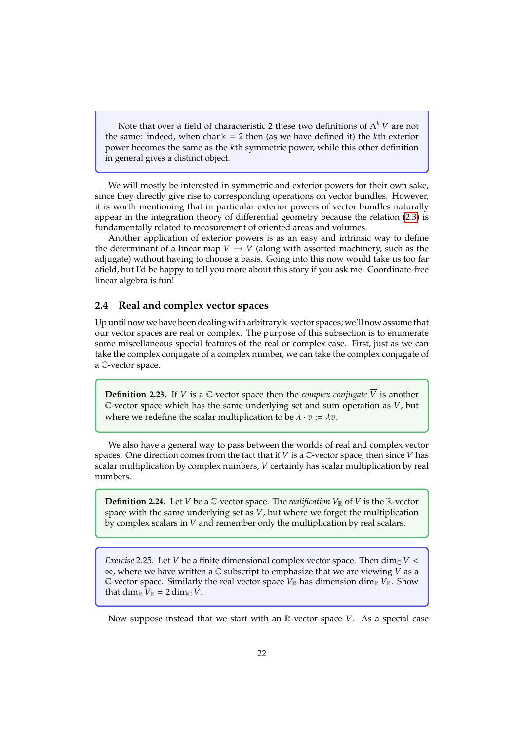Note that over a field of characteristic 2 these two definitions of $\Lambda^k V$ are not the same: indeed, when $\operatorname{char} \Bbbk = 2$ then (as we have defined it) the $k$th exterior power becomes the same as the $k$th symmetric power, while this other definition in general gives a distinct object.

We will mostly be interested in symmetric and exterior powers for their own sake, since they directly give rise to corresponding operations on vector bundles. However, it is worth mentioning that in particular exterior powers of vector bundles naturally appear in the integration theory of differential geometry because the relation (2.3) is fundamentally related to measurement of oriented areas and volumes.

Another application of exterior powers is as an easy and intrinsic way to define the determinant of a linear map $V \to V$ (along with assorted machinery, such as the adjugate) without having to choose a basis. Going into this now would take us too far afield, but I'd be happy to tell you more about this story if you ask me. Coordinate-free linear algebra is fun!

## 2.4 Real and complex vector spaces

Up until now we have been dealing with arbitrary $\Bbbk$-vector spaces; we'll now assume that our vector spaces are real or complex. The purpose of this subsection is to enumerate some miscellaneous special features of the real or complex case. First, just as we can take the complex conjugate of a complex number, we can take the complex conjugate of a $\mathbb{C}$-vector space.

**Definition 2.23.** If $V$ is a $\mathbb{C}$-vector space then the *complex conjugate* $\overline{V}$ is another $\mathbb{C}$-vector space which has the same underlying set and sum operation as $V$, but where we redefine the scalar multiplication to be $\lambda \cdot v := \overline{\lambda} v$.

We also have a general way to pass between the worlds of real and complex vector spaces. One direction comes from the fact that if $V$ is a $\mathbb{C}$-vector space, then since $V$ has scalar multiplication by complex numbers, $V$ certainly has scalar multiplication by real numbers.

**Definition 2.24.** Let $V$ be a $\mathbb{C}$-vector space. The *realification* $V_{\mathbb{R}}$ of $V$ is the $\mathbb{R}$-vector space with the same underlying set as $V$, but where we forget the multiplication by complex scalars in $V$ and remember only the multiplication by real scalars.

*Exercise* 2.25. Let $V$ be a finite dimensional complex vector space. Then $\dim_{\mathbb{C}} V < \infty$, where we have written a $\mathbb{C}$ subscript to emphasize that we are viewing $V$ as a $\mathbb{C}$-vector space. Similarly the real vector space $V_{\mathbb{R}}$ has dimension $\dim_{\mathbb{R}} V_{\mathbb{R}}$. Show that $\dim_{\mathbb{R}} V_{\mathbb{R}} = 2 \dim_{\mathbb{C}} V$.

Now suppose instead that we start with an $\mathbb{R}$-vector space $V$. As a special case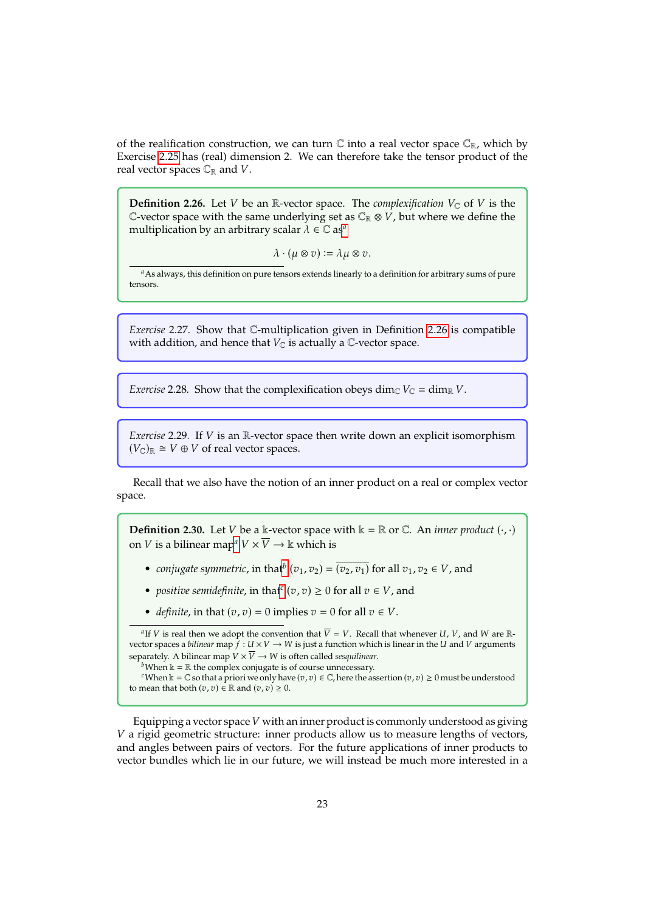of the realification construction, we can turn $\mathbb{C}$ into a real vector space $\mathbb{C}_\mathbb{R}$, which by Exercise 2.25 has (real) dimension 2. We can therefore take the tensor product of the real vector spaces $\mathbb{C}_\mathbb{R}$ and $V$.

**Definition 2.26.** Let $V$ be an $\mathbb{R}$-vector space. The *complexification* $V_\mathbb{C}$ of $V$ is the $\mathbb{C}$-vector space with the same underlying set as $\mathbb{C}_\mathbb{R} \otimes V$, but where we define the multiplication by an arbitrary scalar $\lambda \in \mathbb{C}$ as[a]

$$\lambda \cdot (\mu \otimes v) := \lambda\mu \otimes v.$$

[a] As always, this definition on pure tensors extends linearly to a definition for arbitrary sums of pure tensors.

*Exercise* 2.27. Show that $\mathbb{C}$-multiplication given in Definition 2.26 is compatible with addition, and hence that $V_\mathbb{C}$ is actually a $\mathbb{C}$-vector space.

*Exercise* 2.28. Show that the complexification obeys $\dim_\mathbb{C} V_\mathbb{C} = \dim_\mathbb{R} V$.

*Exercise* 2.29. If $V$ is an $\mathbb{R}$-vector space then write down an explicit isomorphism $(V_\mathbb{C})_\mathbb{R} \cong V \oplus V$ of real vector spaces.

Recall that we also have the notion of an inner product on a real or complex vector space.

**Definition 2.30.** Let $V$ be a $\Bbbk$-vector space with $\Bbbk = \mathbb{R}$ or $\mathbb{C}$. An *inner product* $(\cdot, \cdot)$ on $V$ is a bilinear map[a] $V \times \overline{V} \to \Bbbk$ which is

- *conjugate symmetric*, in that[b] $(v_1, v_2) = \overline{(v_2, v_1)}$ for all $v_1, v_2 \in V$, and
- *positive semidefinite*, in that[c] $(v, v) \geq 0$ for all $v \in V$, and
- *definite*, in that $(v, v) = 0$ implies $v = 0$ for all $v \in V$.

[a] If $V$ is real then we adopt the convention that $\overline{V} = V$. Recall that whenever $U$, $V$, and $W$ are $\mathbb{R}$-vector spaces a *bilinear* map $f : U \times V \to W$ is just a function which is linear in the $U$ and $V$ arguments separately. A bilinear map $V \times \overline{V} \to W$ is often called *sesquilinear*.

[b] When $\Bbbk = \mathbb{R}$ the complex conjugate is of course unnecessary.

[c] When $\Bbbk = \mathbb{C}$ so that a priori we only have $(v, v) \in \mathbb{C}$, here the assertion $(v, v) \geq 0$ must be understood to mean that both $(v, v) \in \mathbb{R}$ and $(v, v) \geq 0$.

Equipping a vector space $V$ with an inner product is commonly understood as giving $V$ a rigid geometric structure: inner products allow us to measure lengths of vectors, and angles between pairs of vectors. For the future applications of inner products to vector bundles which lie in our future, we will instead be much more interested in a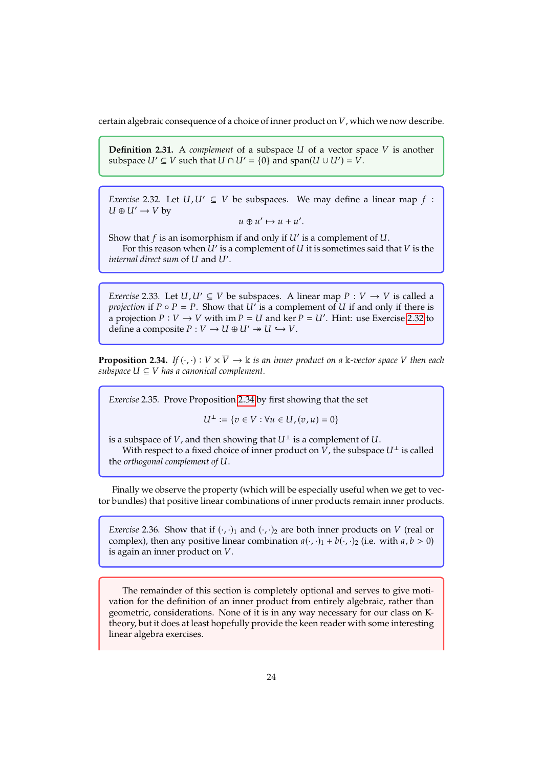certain algebraic consequence of a choice of inner product on $V$, which we now describe.

**Definition 2.31.** A *complement* of a subspace $U$ of a vector space $V$ is another subspace $U' \subseteq V$ such that $U \cap U' = \{0\}$ and $\operatorname{span}(U \cup U') = V$.

*Exercise* 2.32. Let $U, U' \subseteq V$ be subspaces. We may define a linear map $f : U \oplus U' \to V$ by

$$u \oplus u' \mapsto u + u'.$$

Show that $f$ is an isomorphism if and only if $U'$ is a complement of $U$.

For this reason when $U'$ is a complement of $U$ it is sometimes said that $V$ is the *internal direct sum* of $U$ and $U'$.

*Exercise* 2.33. Let $U, U' \subseteq V$ be subspaces. A linear map $P : V \to V$ is called a *projection* if $P \circ P = P$. Show that $U'$ is a complement of $U$ if and only if there is a projection $P : V \to V$ with $\operatorname{im} P = U$ and $\ker P = U'$. Hint: use Exercise 2.32 to define a composite $P : V \to U \oplus U' \twoheadrightarrow U \hookrightarrow V$.

**Proposition 2.34.** *If $(\cdot,\cdot) : V \times \overline{V} \to \Bbbk$ is an inner product on a $\Bbbk$-vector space $V$ then each subspace $U \subseteq V$ has a canonical complement.*

*Exercise* 2.35. Prove Proposition 2.34 by first showing that the set

$$U^\perp := \{v \in V : \forall u \in U, (v, u) = 0\}$$

is a subspace of $V$, and then showing that $U^\perp$ is a complement of $U$.

With respect to a fixed choice of inner product on $V$, the subspace $U^\perp$ is called the *orthogonal complement of* $U$.

Finally we observe the property (which will be especially useful when we get to vector bundles) that positive linear combinations of inner products remain inner products.

*Exercise* 2.36. Show that if $(\cdot,\cdot)_1$ and $(\cdot,\cdot)_2$ are both inner products on $V$ (real or complex), then any positive linear combination $a(\cdot,\cdot)_1 + b(\cdot,\cdot)_2$ (i.e. with $a, b > 0$) is again an inner product on $V$.

The remainder of this section is completely optional and serves to give motivation for the definition of an inner product from entirely algebraic, rather than geometric, considerations. None of it is in any way necessary for our class on K-theory, but it does at least hopefully provide the keen reader with some interesting linear algebra exercises.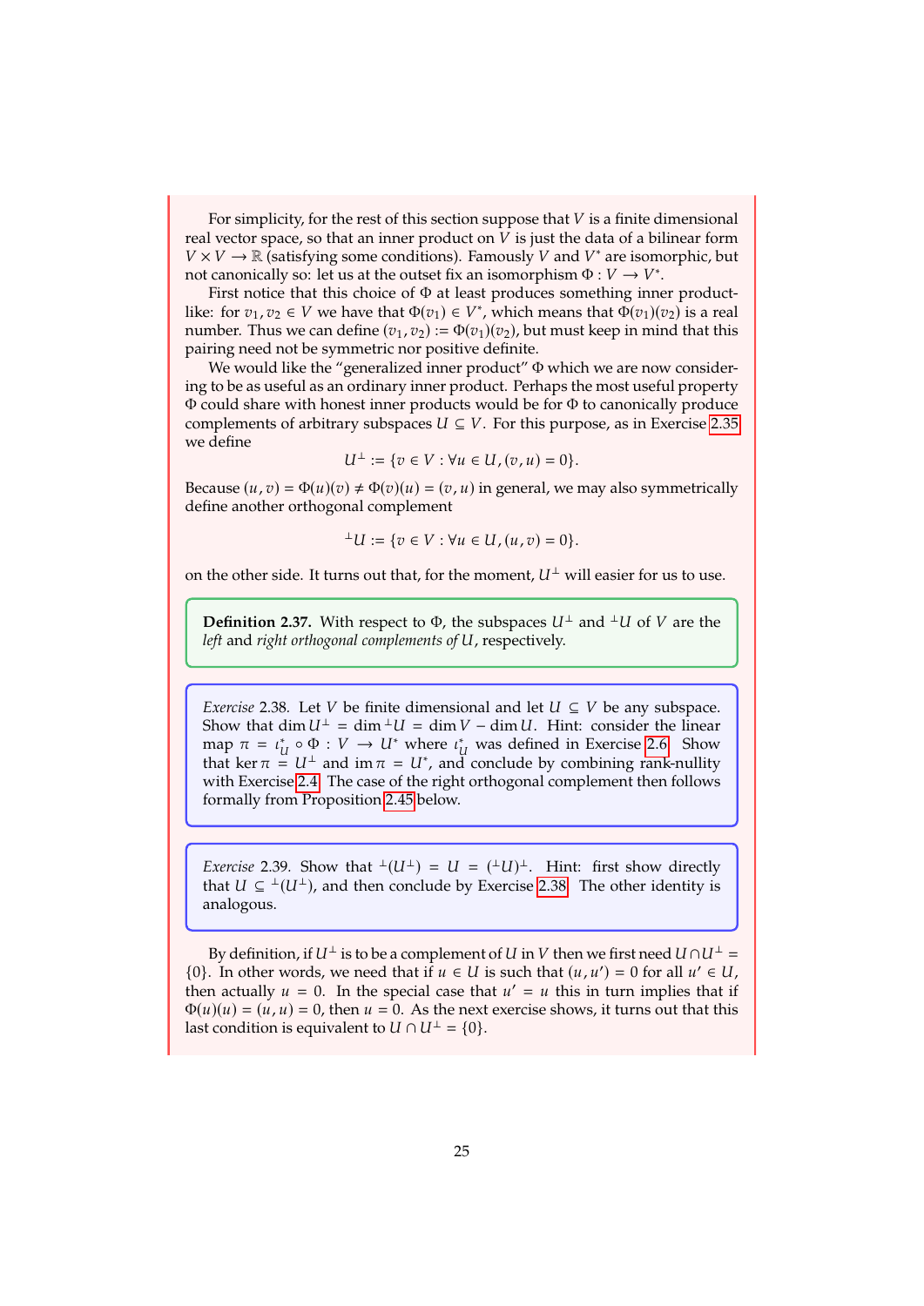For simplicity, for the rest of this section suppose that $V$ is a finite dimensional real vector space, so that an inner product on $V$ is just the data of a bilinear form $V \times V \to \mathbb{R}$ (satisfying some conditions). Famously $V$ and $V^*$ are isomorphic, but not canonically so: let us at the outset fix an isomorphism $\Phi : V \to V^*$.

First notice that this choice of $\Phi$ at least produces something inner product-like: for $v_1, v_2 \in V$ we have that $\Phi(v_1) \in V^*$, which means that $\Phi(v_1)(v_2)$ is a real number. Thus we can define $(v_1, v_2) := \Phi(v_1)(v_2)$, but must keep in mind that this pairing need not be symmetric nor positive definite.

We would like the "generalized inner product" $\Phi$ which we are now considering to be as useful as an ordinary inner product. Perhaps the most useful property $\Phi$ could share with honest inner products would be for $\Phi$ to canonically produce complements of arbitrary subspaces $U \subseteq V$. For this purpose, as in Exercise 2.35 we define

$$U^\perp := \{v \in V : \forall u \in U, (v, u) = 0\}.$$

Because $(u, v) = \Phi(u)(v) \neq \Phi(v)(u) = (v, u)$ in general, we may also symmetrically define another orthogonal complement

$$^\perp U := \{v \in V : \forall u \in U, (u, v) = 0\}.$$

on the other side. It turns out that, for the moment, $U^\perp$ will easier for us to use.

**Definition 2.37.** With respect to $\Phi$, the subspaces $U^\perp$ and $^\perp U$ of $V$ are the *left* and *right orthogonal complements of* $U$, respectively.

*Exercise* 2.38. Let $V$ be finite dimensional and let $U \subseteq V$ be any subspace. Show that $\dim U^\perp = \dim {}^\perp U = \dim V - \dim U$. Hint: consider the linear map $\pi = \iota_U^* \circ \Phi : V \to U^*$ where $\iota_U^*$ was defined in Exercise 2.6. Show that $\ker \pi = U^\perp$ and $\operatorname{im} \pi = U^*$, and conclude by combining rank-nullity with Exercise 2.4. The case of the right orthogonal complement then follows formally from Proposition 2.45 below.

*Exercise* 2.39. Show that $^\perp(U^\perp) = U = ({}^\perp U)^\perp$. Hint: first show directly that $U \subseteq {}^\perp(U^\perp)$, and then conclude by Exercise 2.38. The other identity is analogous.

By definition, if $U^\perp$ is to be a complement of $U$ in $V$ then we first need $U \cap U^\perp = \{0\}$. In other words, we need that if $u \in U$ is such that $(u, u') = 0$ for all $u' \in U$, then actually $u = 0$. In the special case that $u' = u$ this in turn implies that if $\Phi(u)(u) = (u, u) = 0$, then $u = 0$. As the next exercise shows, it turns out that this last condition is equivalent to $U \cap U^\perp = \{0\}$.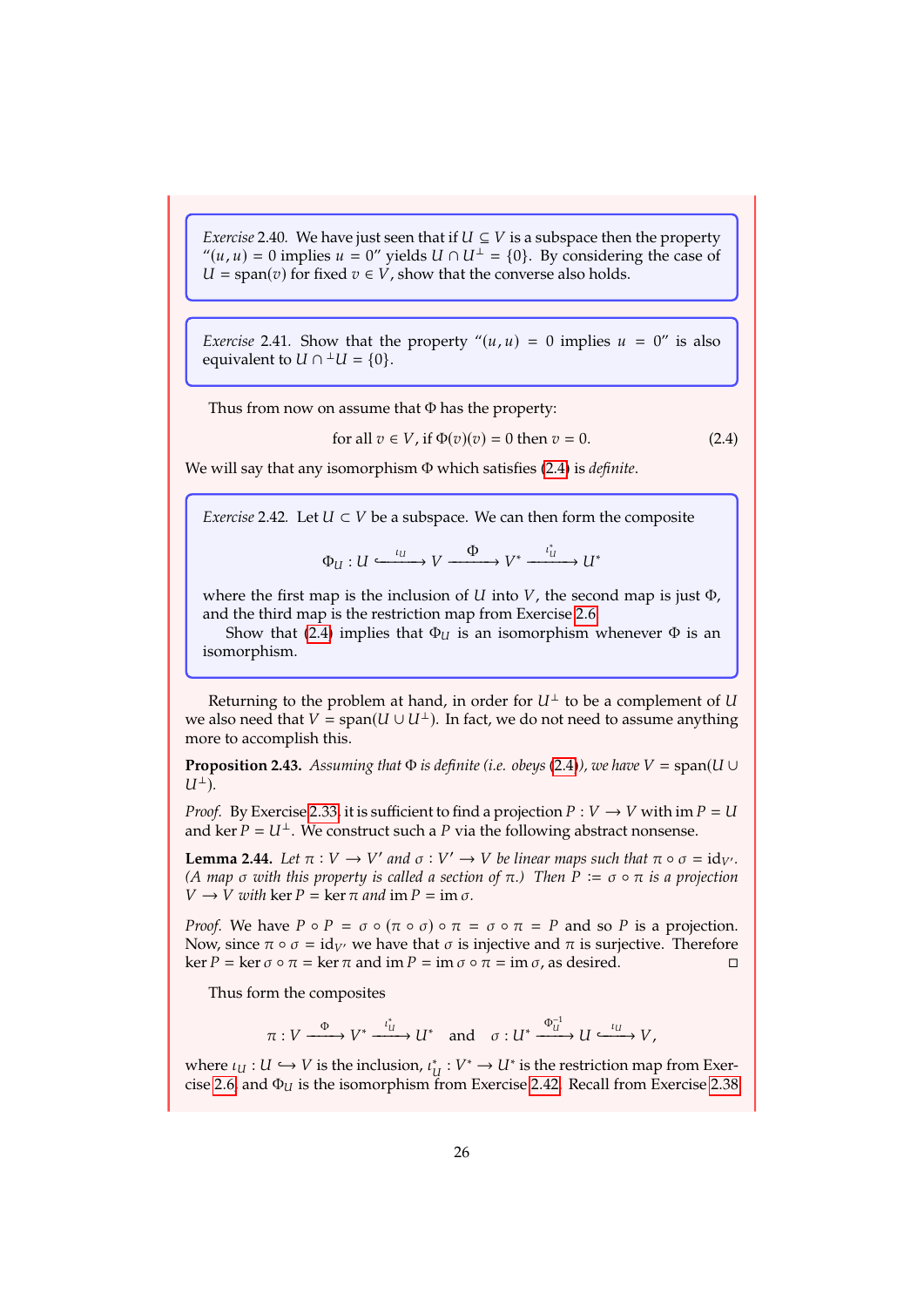*Exercise* 2.40. We have just seen that if $U \subseteq V$ is a subspace then the property "$(u, u) = 0$ implies $u = 0$" yields $U \cap U^\perp = \{0\}$. By considering the case of $U = \operatorname{span}(v)$ for fixed $v \in V$, show that the converse also holds.

*Exercise* 2.41. Show that the property "$(u, u) = 0$ implies $u = 0$" is also equivalent to $U \cap {}^\perp U = \{0\}$.

Thus from now on assume that $\Phi$ has the property:

$$\text{for all } v \in V, \text{ if } \Phi(v)(v) = 0 \text{ then } v = 0. \tag{2.4}$$

We will say that any isomorphism $\Phi$ which satisfies (2.4) is *definite*.

*Exercise* 2.42. Let $U \subset V$ be a subspace. We can then form the composite

$$\Phi_U : U \xhookrightarrow{\iota_U} V \xrightarrow{\Phi} V^* \xrightarrow{\iota_U^*} U^*$$

where the first map is the inclusion of $U$ into $V$, the second map is just $\Phi$, and the third map is the restriction map from Exercise 2.6.

Show that (2.4) implies that $\Phi_U$ is an isomorphism whenever $\Phi$ is an isomorphism.

Returning to the problem at hand, in order for $U^\perp$ to be a complement of $U$ we also need that $V = \operatorname{span}(U \cup U^\perp)$. In fact, we do not need to assume anything more to accomplish this.

**Proposition 2.43.** *Assuming that $\Phi$ is definite (i.e. obeys (2.4)), we have $V = \operatorname{span}(U \cup U^\perp)$.*

*Proof.* By Exercise 2.33, it is sufficient to find a projection $P : V \to V$ with $\operatorname{im} P = U$ and $\ker P = U^\perp$. We construct such a $P$ via the following abstract nonsense.

**Lemma 2.44.** *Let $\pi : V \to V'$ and $\sigma : V' \to V$ be linear maps such that $\pi \circ \sigma = \mathrm{id}_{V'}$. (A map $\sigma$ with this property is called a section of $\pi$.) Then $P := \sigma \circ \pi$ is a projection $V \to V$ with $\ker P = \ker \pi$ and $\operatorname{im} P = \operatorname{im} \sigma$.*

*Proof.* We have $P \circ P = \sigma \circ (\pi \circ \sigma) \circ \pi = \sigma \circ \pi = P$ and so $P$ is a projection. Now, since $\pi \circ \sigma = \mathrm{id}_{V'}$ we have that $\sigma$ is injective and $\pi$ is surjective. Therefore $\ker P = \ker \sigma \circ \pi = \ker \pi$ and $\operatorname{im} P = \operatorname{im} \sigma \circ \pi = \operatorname{im} \sigma$, as desired. □

Thus form the composites

$$\pi : V \xrightarrow{\Phi} V^* \xrightarrow{\iota_U^*} U^* \quad \text{and} \quad \sigma : U^* \xrightarrow{\Phi_U^{-1}} U \xhookrightarrow{\iota_U} V,$$

where $\iota_U : U \hookrightarrow V$ is the inclusion, $\iota_U^* : V^* \to U^*$ is the restriction map from Exercise 2.6, and $\Phi_U$ is the isomorphism from Exercise 2.42. Recall from Exercise 2.38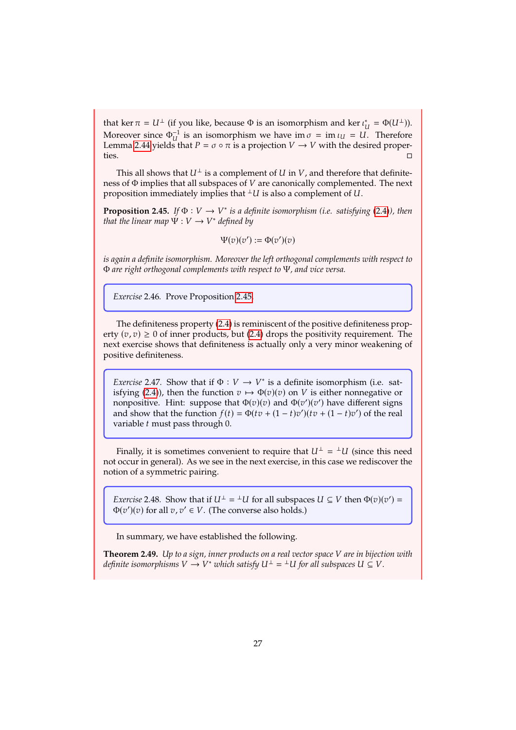that $\ker \pi = U^\perp$ (if you like, because $\Phi$ is an isomorphism and $\ker \iota_U^* = \Phi(U^\perp)$). Moreover since $\Phi_U^{-1}$ is an isomorphism we have $\operatorname{im} \sigma = \operatorname{im} \iota_U = U$. Therefore Lemma 2.44 yields that $P = \sigma \circ \pi$ is a projection $V \to V$ with the desired properties. □

This all shows that $U^\perp$ is a complement of $U$ in $V$, and therefore that definiteness of $\Phi$ implies that all subspaces of $V$ are canonically complemented. The next proposition immediately implies that ${}^\perp U$ is also a complement of $U$.

**Proposition 2.45.** *If $\Phi : V \to V^*$ is a definite isomorphism (i.e. satisfying (2.4)), then that the linear map $\Psi : V \to V^*$ defined by*

$$\Psi(v)(v') := \Phi(v')(v)$$

*is again a definite isomorphism. Moreover the left orthogonal complements with respect to $\Phi$ are right orthogonal complements with respect to $\Psi$, and vice versa.*

> *Exercise* 2.46. Prove Proposition 2.45.

The definiteness property (2.4) is reminiscent of the positive definiteness property $(v, v) \geq 0$ of inner products, but (2.4) drops the positivity requirement. The next exercise shows that definiteness is actually only a very minor weakening of positive definiteness.

> *Exercise* 2.47. Show that if $\Phi : V \to V^*$ is a definite isomorphism (i.e. satisfying (2.4)), then the function $v \mapsto \Phi(v)(v)$ on $V$ is either nonnegative or nonpositive. Hint: suppose that $\Phi(v)(v)$ and $\Phi(v')(v')$ have different signs and show that the function $f(t) = \Phi(tv + (1-t)v')(tv + (1-t)v')$ of the real variable $t$ must pass through 0.

Finally, it is sometimes convenient to require that $U^\perp = {}^\perp U$ (since this need not occur in general). As we see in the next exercise, in this case we rediscover the notion of a symmetric pairing.

> *Exercise* 2.48. Show that if $U^\perp = {}^\perp U$ for all subspaces $U \subseteq V$ then $\Phi(v)(v') = \Phi(v')(v)$ for all $v, v' \in V$. (The converse also holds.)

In summary, we have established the following.

**Theorem 2.49.** *Up to a sign, inner products on a real vector space $V$ are in bijection with definite isomorphisms $V \to V^*$ which satisfy $U^\perp = {}^\perp U$ for all subspaces $U \subseteq V$.*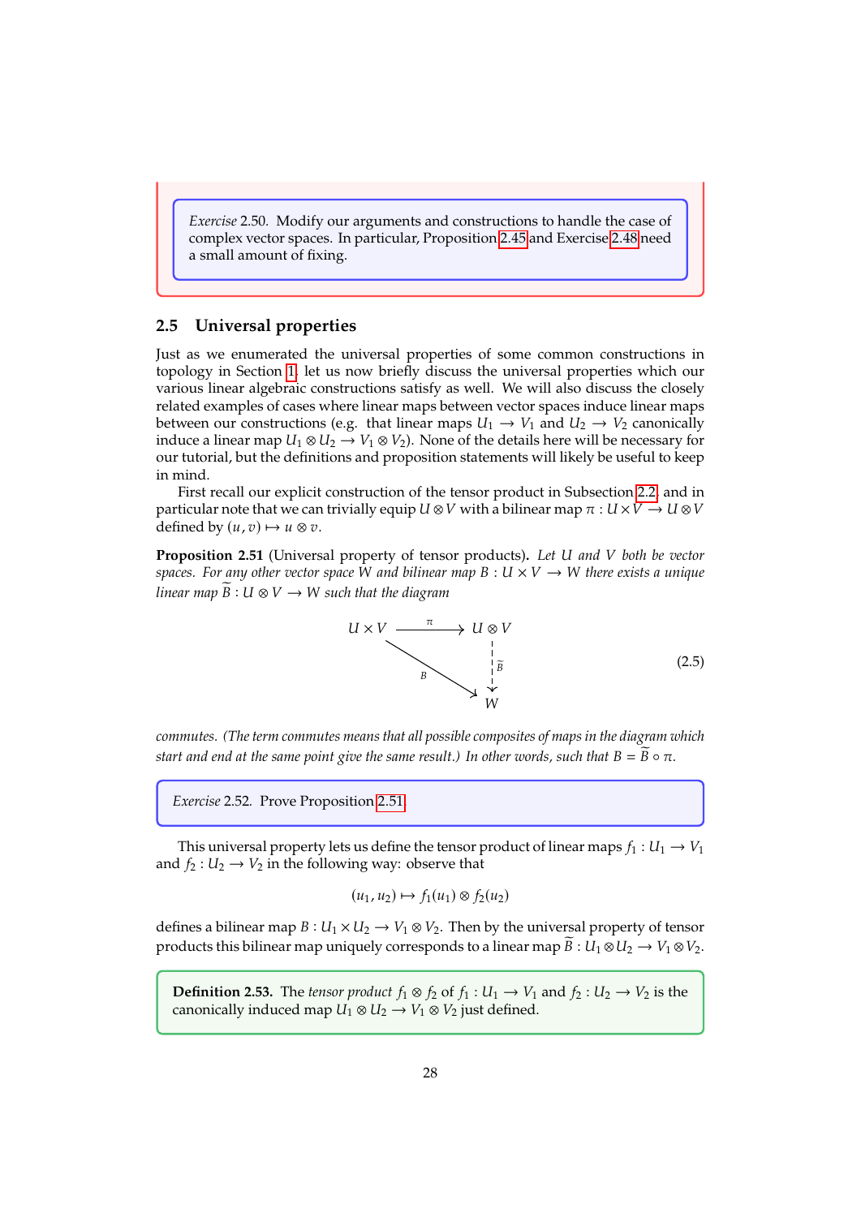*Exercise* 2.50. Modify our arguments and constructions to handle the case of complex vector spaces. In particular, Proposition 2.45 and Exercise 2.48 need a small amount of fixing.

## 2.5 Universal properties

Just as we enumerated the universal properties of some common constructions in topology in Section 1, let us now briefly discuss the universal properties which our various linear algebraic constructions satisfy as well. We will also discuss the closely related examples of cases where linear maps between vector spaces induce linear maps between our constructions (e.g. that linear maps $U_1 \to V_1$ and $U_2 \to V_2$ canonically induce a linear map $U_1 \otimes U_2 \to V_1 \otimes V_2$). None of the details here will be necessary for our tutorial, but the definitions and proposition statements will likely be useful to keep in mind.

First recall our explicit construction of the tensor product in Subsection 2.2, and in particular note that we can trivially equip $U \otimes V$ with a bilinear map $\pi : U \times V \to U \otimes V$ defined by $(u, v) \mapsto u \otimes v$.

**Proposition 2.51** (Universal property of tensor products)**.** *Let $U$ and $V$ both be vector spaces. For any other vector space $W$ and bilinear map $B : U \times V \to W$ there exists a unique linear map $\widetilde{B} : U \otimes V \to W$ such that the diagram*

$$\begin{array}{ccc} U \times V & \xrightarrow{\pi} & U \otimes V \\ & \searrow^{B} & \downarrow{\scriptstyle \widetilde{B}} \\ & & W \end{array} \tag{2.5}$$

*commutes. (The term commutes means that all possible composites of maps in the diagram which start and end at the same point give the same result.) In other words, such that $B = \widetilde{B} \circ \pi$.*

*Exercise* 2.52. Prove Proposition 2.51.

This universal property lets us define the tensor product of linear maps $f_1 : U_1 \to V_1$ and $f_2 : U_2 \to V_2$ in the following way: observe that

$$(u_1, u_2) \mapsto f_1(u_1) \otimes f_2(u_2)$$

defines a bilinear map $B : U_1 \times U_2 \to V_1 \otimes V_2$. Then by the universal property of tensor products this bilinear map uniquely corresponds to a linear map $\widetilde{B} : U_1 \otimes U_2 \to V_1 \otimes V_2$.

**Definition 2.53.** The *tensor product* $f_1 \otimes f_2$ of $f_1 : U_1 \to V_1$ and $f_2 : U_2 \to V_2$ is the canonically induced map $U_1 \otimes U_2 \to V_1 \otimes V_2$ just defined.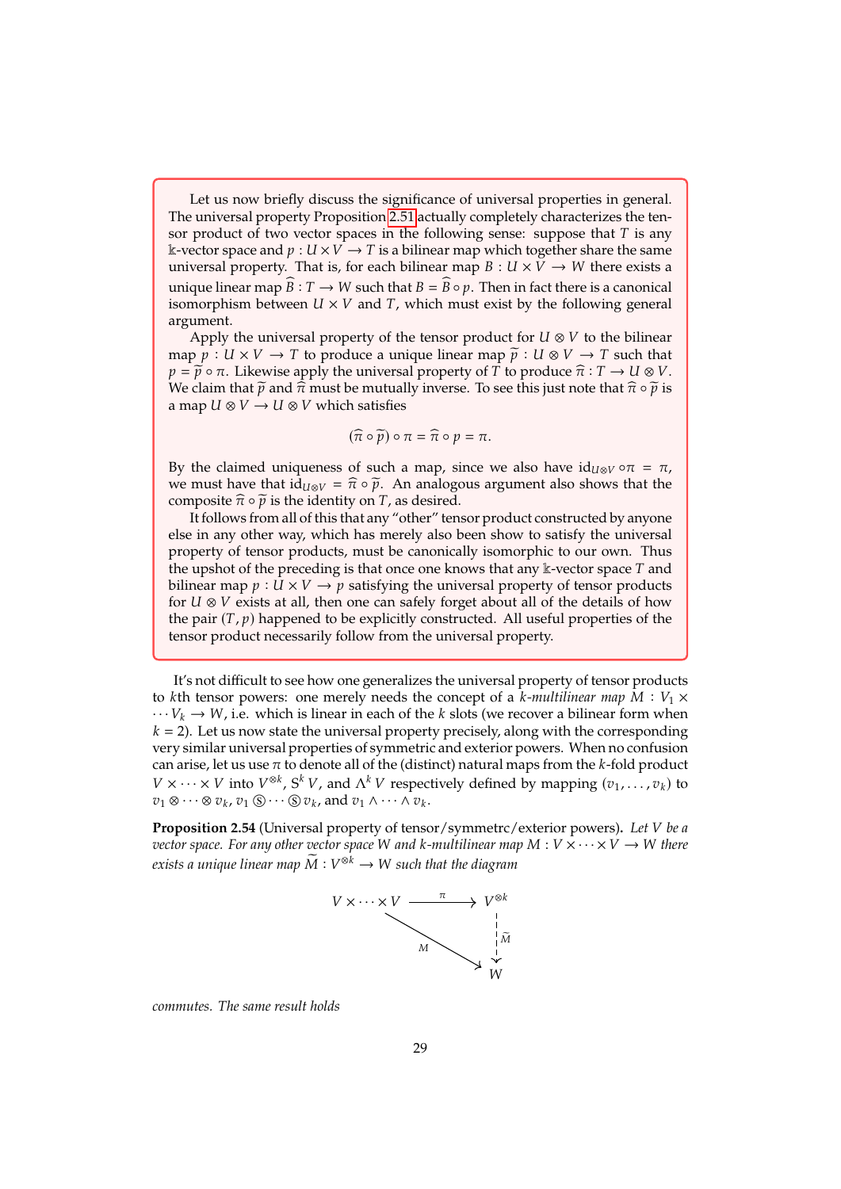Let us now briefly discuss the significance of universal properties in general. The universal property Proposition 2.51 actually completely characterizes the tensor product of two vector spaces in the following sense: suppose that $T$ is any $\mathbb{k}$-vector space and $p : U \times V \to T$ is a bilinear map which together share the same universal property. That is, for each bilinear map $B : U \times V \to W$ there exists a unique linear map $\widehat{B} : T \to W$ such that $B = \widehat{B} \circ p$. Then in fact there is a canonical isomorphism between $U \times V$ and $T$, which must exist by the following general argument.

Apply the universal property of the tensor product for $U \otimes V$ to the bilinear map $p : U \times V \to T$ to produce a unique linear map $\widetilde{p} : U \otimes V \to T$ such that $p = \widetilde{p} \circ \pi$. Likewise apply the universal property of $T$ to produce $\widehat{\pi} : T \to U \otimes V$. We claim that $\widetilde{p}$ and $\widehat{\pi}$ must be mutually inverse. To see this just note that $\widehat{\pi} \circ \widetilde{p}$ is a map $U \otimes V \to U \otimes V$ which satisfies

$$(\widehat{\pi} \circ \widetilde{p}) \circ \pi = \widehat{\pi} \circ p = \pi.$$

By the claimed uniqueness of such a map, since we also have $\mathrm{id}_{U \otimes V} \circ \pi = \pi$, we must have that $\mathrm{id}_{U \otimes V} = \widehat{\pi} \circ \widetilde{p}$. An analogous argument also shows that the composite $\widehat{\pi} \circ \widetilde{p}$ is the identity on $T$, as desired.

It follows from all of this that any "other" tensor product constructed by anyone else in any other way, which has merely also been show to satisfy the universal property of tensor products, must be canonically isomorphic to our own. Thus the upshot of the preceding is that once one knows that any $\mathbb{k}$-vector space $T$ and bilinear map $p : U \times V \to p$ satisfying the universal property of tensor products for $U \otimes V$ exists at all, then one can safely forget about all of the details of how the pair $(T, p)$ happened to be explicitly constructed. All useful properties of the tensor product necessarily follow from the universal property.

It's not difficult to see how one generalizes the universal property of tensor products to $k$th tensor powers: one merely needs the concept of a *$k$-multilinear map* $M : V_1 \times \cdots V_k \to W$, i.e. which is linear in each of the $k$ slots (we recover a bilinear form when $k = 2$). Let us now state the universal property precisely, along with the corresponding very similar universal properties of symmetric and exterior powers. When no confusion can arise, let us use $\pi$ to denote all of the (distinct) natural maps from the $k$-fold product $V \times \cdots \times V$ into $V^{\otimes k}$, $\mathrm{S}^k V$, and $\Lambda^k V$ respectively defined by mapping $(v_1, \ldots, v_k)$ to $v_1 \otimes \cdots \otimes v_k$, $v_1 ⓢ \cdots ⓢ v_k$, and $v_1 \wedge \cdots \wedge v_k$.

**Proposition 2.54** (Universal property of tensor/symmetrc/exterior powers)**.** *Let $V$ be a vector space. For any other vector space $W$ and $k$-multilinear map $M : V \times \cdots \times V \to W$ there exists a unique linear map $\widetilde{M} : V^{\otimes k} \to W$ such that the diagram*

$$\begin{array}{ccc} V \times \cdots \times V & \xrightarrow{\ \pi\ } & V^{\otimes k} \\ & {\scriptstyle M} \searrow & \downarrow {\scriptstyle \widetilde{M}} \\ & & W \end{array}$$

*commutes. The same result holds*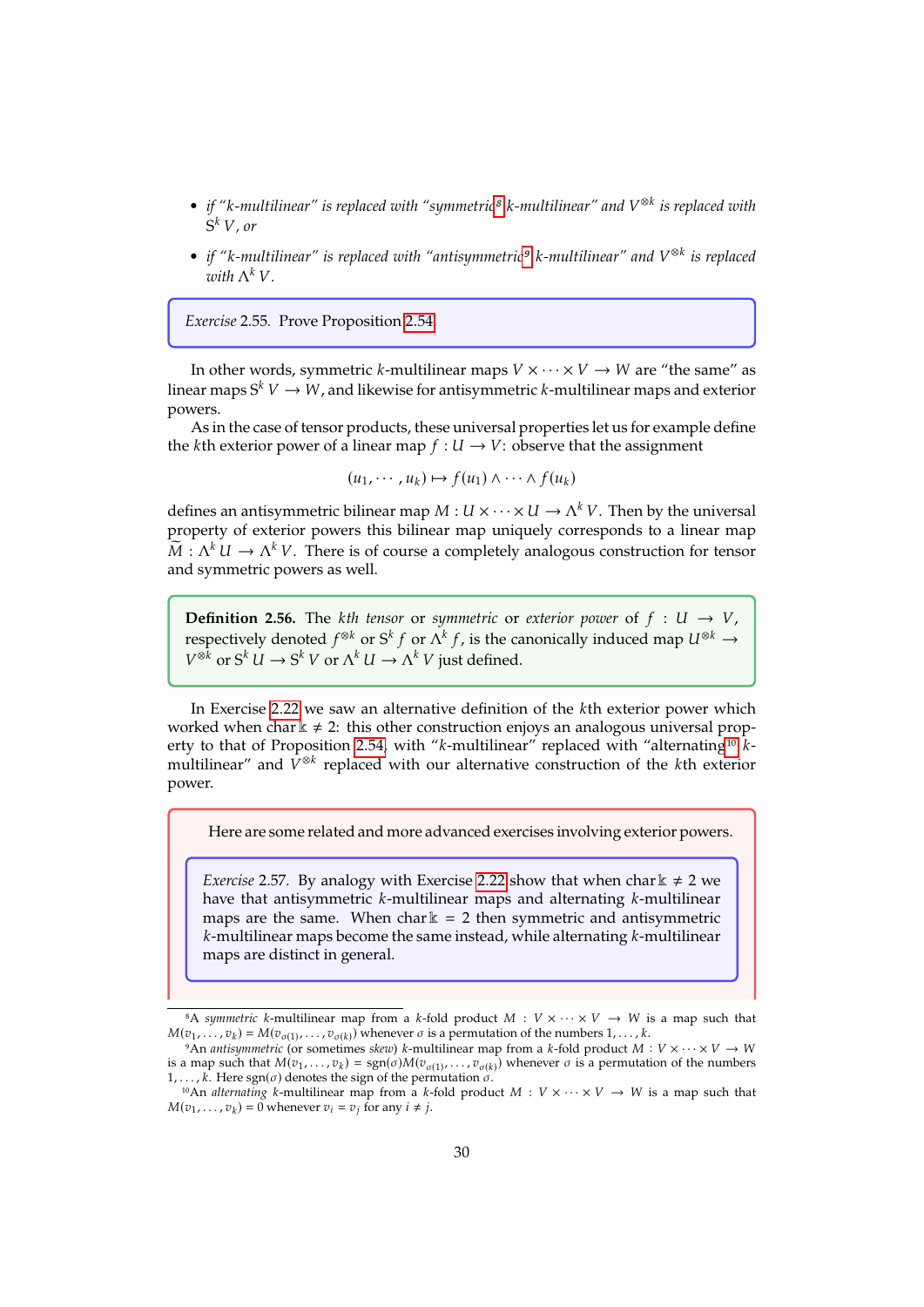- *if "k-multilinear" is replaced with "symmetric[8] k-multilinear" and $V^{\otimes k}$ is replaced with $S^k V$, or*
- *if "k-multilinear" is replaced with "antisymmetric[9] k-multilinear" and $V^{\otimes k}$ is replaced with $\Lambda^k V$.*

*Exercise* 2.55. Prove Proposition 2.54.

In other words, symmetric $k$-multilinear maps $V \times \cdots \times V \to W$ are "the same" as linear maps $S^k V \to W$, and likewise for antisymmetric $k$-multilinear maps and exterior powers.

As in the case of tensor products, these universal properties let us for example define the $k$th exterior power of a linear map $f : U \to V$: observe that the assignment

$$(u_1, \cdots, u_k) \mapsto f(u_1) \wedge \cdots \wedge f(u_k)$$

defines an antisymmetric bilinear map $M : U \times \cdots \times U \to \Lambda^k V$. Then by the universal property of exterior powers this bilinear map uniquely corresponds to a linear map $\widetilde{M} : \Lambda^k U \to \Lambda^k V$. There is of course a completely analogous construction for tensor and symmetric powers as well.

**Definition 2.56.** The *kth tensor* or *symmetric* or *exterior power* of $f : U \to V$, respectively denoted $f^{\otimes k}$ or $S^k f$ or $\Lambda^k f$, is the canonically induced map $U^{\otimes k} \to V^{\otimes k}$ or $S^k U \to S^k V$ or $\Lambda^k U \to \Lambda^k V$ just defined.

In Exercise 2.22 we saw an alternative definition of the $k$th exterior power which worked when $\operatorname{char} \Bbbk \neq 2$: this other construction enjoys an analogous universal property to that of Proposition 2.54, with "$k$-multilinear" replaced with "alternating[10] $k$-multilinear" and $V^{\otimes k}$ replaced with our alternative construction of the $k$th exterior power.

Here are some related and more advanced exercises involving exterior powers.

*Exercise* 2.57. By analogy with Exercise 2.22 show that when $\operatorname{char} \Bbbk \neq 2$ we have that antisymmetric $k$-multilinear maps and alternating $k$-multilinear maps are the same. When $\operatorname{char} \Bbbk = 2$ then symmetric and antisymmetric $k$-multilinear maps become the same instead, while alternating $k$-multilinear maps are distinct in general.

---

[8] A *symmetric* $k$-multilinear map from a $k$-fold product $M : V \times \cdots \times V \to W$ is a map such that $M(v_1, \ldots, v_k) = M(v_{\sigma(1)}, \ldots, v_{\sigma(k)})$ whenever $\sigma$ is a permutation of the numbers $1, \ldots, k$.

[9] An *antisymmetric* (or sometimes *skew*) $k$-multilinear map from a $k$-fold product $M : V \times \cdots \times V \to W$ is a map such that $M(v_1, \ldots, v_k) = \operatorname{sgn}(\sigma) M(v_{\sigma(1)}, \ldots, v_{\sigma(k)})$ whenever $\sigma$ is a permutation of the numbers $1, \ldots, k$. Here $\operatorname{sgn}(\sigma)$ denotes the sign of the permutation $\sigma$.

[10] An *alternating* $k$-multilinear map from a $k$-fold product $M : V \times \cdots \times V \to W$ is a map such that $M(v_1, \ldots, v_k) = 0$ whenever $v_i = v_j$ for any $i \neq j$.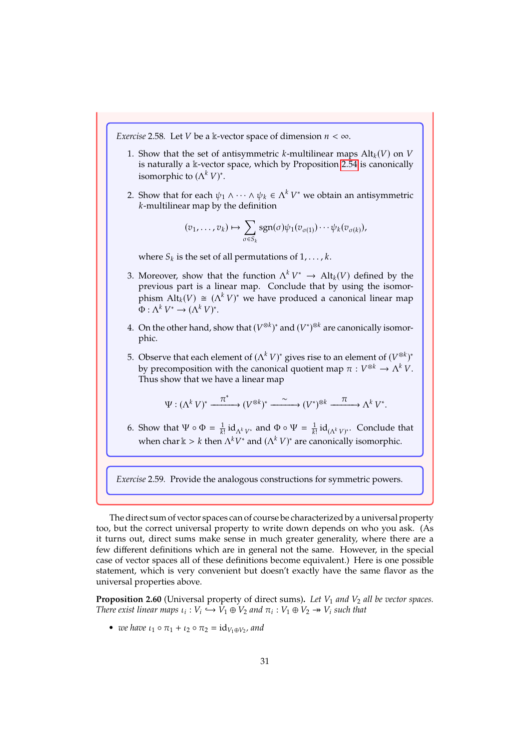*Exercise* 2.58. Let $V$ be a $\Bbbk$-vector space of dimension $n < \infty$.

1. Show that the set of antisymmetric $k$-multilinear maps $\mathrm{Alt}_k(V)$ on $V$ is naturally a $\Bbbk$-vector space, which by Proposition 2.54 is canonically isomorphic to $(\Lambda^k V)^*$.

2. Show that for each $\psi_1 \wedge \cdots \wedge \psi_k \in \Lambda^k V^*$ we obtain an antisymmetric $k$-multilinear map by the definition

$$(v_1, \ldots, v_k) \mapsto \sum_{\sigma \in S_k} \mathrm{sgn}(\sigma) \psi_1(v_{\sigma(1)}) \cdots \psi_k(v_{\sigma(k)}),$$

   where $S_k$ is the set of all permutations of $1, \ldots, k$.

3. Moreover, show that the function $\Lambda^k V^* \to \mathrm{Alt}_k(V)$ defined by the previous part is a linear map. Conclude that by using the isomorphism $\mathrm{Alt}_k(V) \cong (\Lambda^k V)^*$ we have produced a canonical linear map $\Phi : \Lambda^k V^* \to (\Lambda^k V)^*$.

4. On the other hand, show that $(V^{\otimes k})^*$ and $(V^*)^{\otimes k}$ are canonically isomorphic.

5. Observe that each element of $(\Lambda^k V)^*$ gives rise to an element of $(V^{\otimes k})^*$ by precomposition with the canonical quotient map $\pi : V^{\otimes k} \to \Lambda^k V$. Thus show that we have a linear map

$$\Psi : (\Lambda^k V)^* \xrightarrow{\pi^*} (V^{\otimes k})^* \xrightarrow{\sim} (V^*)^{\otimes k} \xrightarrow{\pi} \Lambda^k V^*.$$

6. Show that $\Psi \circ \Phi = \frac{1}{k!} \mathrm{id}_{\Lambda^k V^*}$ and $\Phi \circ \Psi = \frac{1}{k!} \mathrm{id}_{(\Lambda^k V)^*}$. Conclude that when $\mathrm{char}\, \Bbbk > k$ then $\Lambda^k V^*$ and $(\Lambda^k V)^*$ are canonically isomorphic.

*Exercise* 2.59. Provide the analogous constructions for symmetric powers.

The direct sum of vector spaces can of course be characterized by a universal property too, but the correct universal property to write down depends on who you ask. (As it turns out, direct sums make sense in much greater generality, where there are a few different definitions which are in general not the same. However, in the special case of vector spaces all of these definitions become equivalent.) Here is one possible statement, which is very convenient but doesn't exactly have the same flavor as the universal properties above.

**Proposition 2.60** (Universal property of direct sums)**.** *Let $V_1$ and $V_2$ all be vector spaces. There exist linear maps $\iota_i : V_i \hookrightarrow V_1 \oplus V_2$ and $\pi_i : V_1 \oplus V_2 \twoheadrightarrow V_i$ such that*

- *we have $\iota_1 \circ \pi_1 + \iota_2 \circ \pi_2 = \mathrm{id}_{V_1 \oplus V_2}$, and*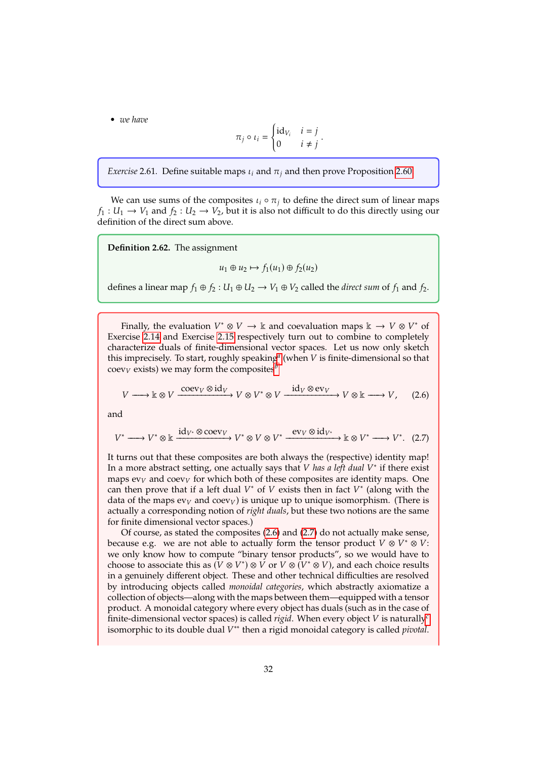- *we have*

$$\pi_j \circ \iota_i = \begin{cases} \mathrm{id}_{V_i} & i = j \\ 0 & i \neq j \end{cases}.$$

*Exercise* 2.61. Define suitable maps $\iota_i$ and $\pi_j$ and then prove Proposition 2.60.

We can use sums of the composites $\iota_i \circ \pi_j$ to define the direct sum of linear maps $f_1 : U_1 \to V_1$ and $f_2 : U_2 \to V_2$, but it is also not difficult to do this directly using our definition of the direct sum above.

**Definition 2.62.** The assignment

$$u_1 \oplus u_2 \mapsto f_1(u_1) \oplus f_2(u_2)$$

defines a linear map $f_1 \oplus f_2 : U_1 \oplus U_2 \to V_1 \oplus V_2$ called the *direct sum* of $f_1$ and $f_2$.

Finally, the evaluation $V^* \otimes V \to \mathbb{k}$ and coevaluation maps $\mathbb{k} \to V \otimes V^*$ of Exercise 2.14 and Exercise 2.15 respectively turn out to combine to completely characterize duals of finite-dimensional vector spaces. Let us now only sketch this imprecisely. To start, roughly speaking[a] (when $V$ is finite-dimensional so that $\mathrm{coev}_V$ exists) we may form the composites[b]

$$V \longrightarrow \mathbb{k} \otimes V \xrightarrow{\mathrm{coev}_V \otimes \mathrm{id}_V} V \otimes V^* \otimes V \xrightarrow{\mathrm{id}_V \otimes \mathrm{ev}_V} V \otimes \mathbb{k} \longrightarrow V, \tag{2.6}$$

and

$$V^* \longrightarrow V^* \otimes \mathbb{k} \xrightarrow{\mathrm{id}_{V^*} \otimes \mathrm{coev}_V} V^* \otimes V \otimes V^* \xrightarrow{\mathrm{ev}_V \otimes \mathrm{id}_{V^*}} \mathbb{k} \otimes V^* \longrightarrow V^*. \tag{2.7}$$

It turns out that these composites are both always the (respective) identity map! In a more abstract setting, one actually says that *$V$ has a left dual $V^*$* if there exist maps $\mathrm{ev}_V$ and $\mathrm{coev}_V$ for which both of these composites are identity maps. One can then prove that if a left dual $V^*$ of $V$ exists then in fact $V^*$ (along with the data of the maps $\mathrm{ev}_V$ and $\mathrm{coev}_V$) is unique up to unique isomorphism. (There is actually a corresponding notion of *right duals*, but these two notions are the same for finite dimensional vector spaces.)

Of course, as stated the composites (2.6) and (2.7) do not actually make sense, because e.g. we are not able to actually form the tensor product $V \otimes V^* \otimes V$: we only know how to compute "binary tensor products", so we would have to choose to associate this as $(V \otimes V^*) \otimes V$ or $V \otimes (V^* \otimes V)$, and each choice results in a genuinely different object. These and other technical difficulties are resolved by introducing objects called *monoidal categories*, which abstractly axiomatize a collection of objects—along with the maps between them—equipped with a tensor product. A monoidal category where every object has duals (such as in the case of finite-dimensional vector spaces) is called *rigid*. When every object $V$ is naturally[c] isomorphic to its double dual $V^{**}$ then a rigid monoidal category is called *pivotal*.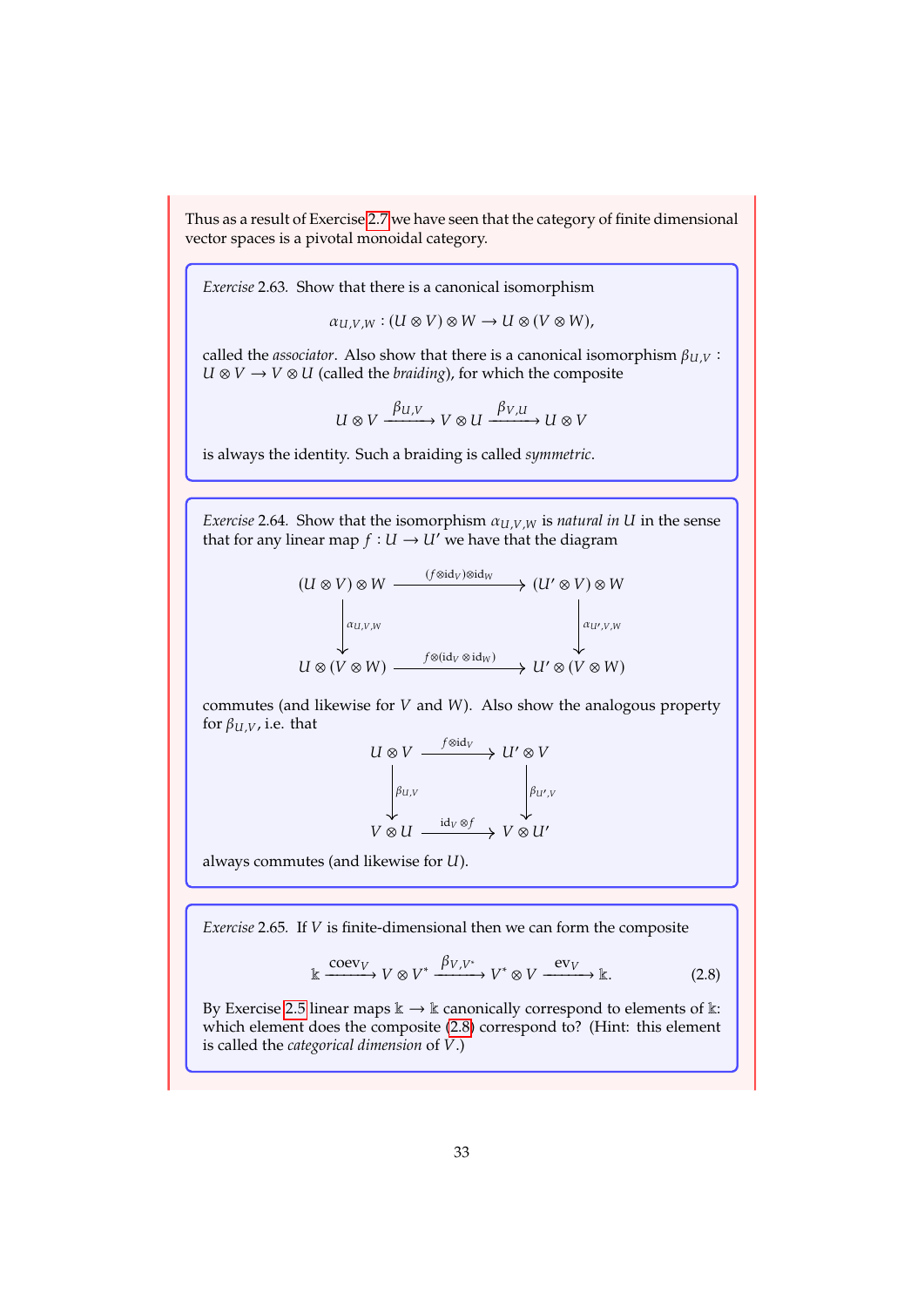Thus as a result of Exercise 2.7 we have seen that the category of finite dimensional vector spaces is a pivotal monoidal category.

*Exercise* 2.63. Show that there is a canonical isomorphism

$$\alpha_{U,V,W} : (U \otimes V) \otimes W \to U \otimes (V \otimes W),$$

called the *associator*. Also show that there is a canonical isomorphism $\beta_{U,V} : U \otimes V \to V \otimes U$ (called the *braiding*), for which the composite

$$U \otimes V \xrightarrow{\beta_{U,V}} V \otimes U \xrightarrow{\beta_{V,U}} U \otimes V$$

is always the identity. Such a braiding is called *symmetric*.

*Exercise* 2.64. Show that the isomorphism $\alpha_{U,V,W}$ is *natural in* $U$ in the sense that for any linear map $f : U \to U'$ we have that the diagram

$$\begin{array}{ccc} (U \otimes V) \otimes W & \xrightarrow{(f \otimes \mathrm{id}_V) \otimes \mathrm{id}_W} & (U' \otimes V) \otimes W \\ \downarrow{\scriptstyle \alpha_{U,V,W}} & & \downarrow{\scriptstyle \alpha_{U',V,W}} \\ U \otimes (V \otimes W) & \xrightarrow{f \otimes (\mathrm{id}_V \otimes \mathrm{id}_W)} & U' \otimes (V \otimes W) \end{array}$$

commutes (and likewise for $V$ and $W$). Also show the analogous property for $\beta_{U,V}$, i.e. that

$$\begin{array}{ccc} U \otimes V & \xrightarrow{f \otimes \mathrm{id}_V} & U' \otimes V \\ \downarrow{\scriptstyle \beta_{U,V}} & & \downarrow{\scriptstyle \beta_{U',V}} \\ V \otimes U & \xrightarrow{\mathrm{id}_V \otimes f} & V \otimes U' \end{array}$$

always commutes (and likewise for $U$).

*Exercise* 2.65. If $V$ is finite-dimensional then we can form the composite

$$\mathbb{k} \xrightarrow{\mathrm{coev}_V} V \otimes V^* \xrightarrow{\beta_{V,V^*}} V^* \otimes V \xrightarrow{\mathrm{ev}_V} \mathbb{k}. \tag{2.8}$$

By Exercise 2.5 linear maps $\mathbb{k} \to \mathbb{k}$ canonically correspond to elements of $\mathbb{k}$: which element does the composite (2.8) correspond to? (Hint: this element is called the *categorical dimension* of $V$.)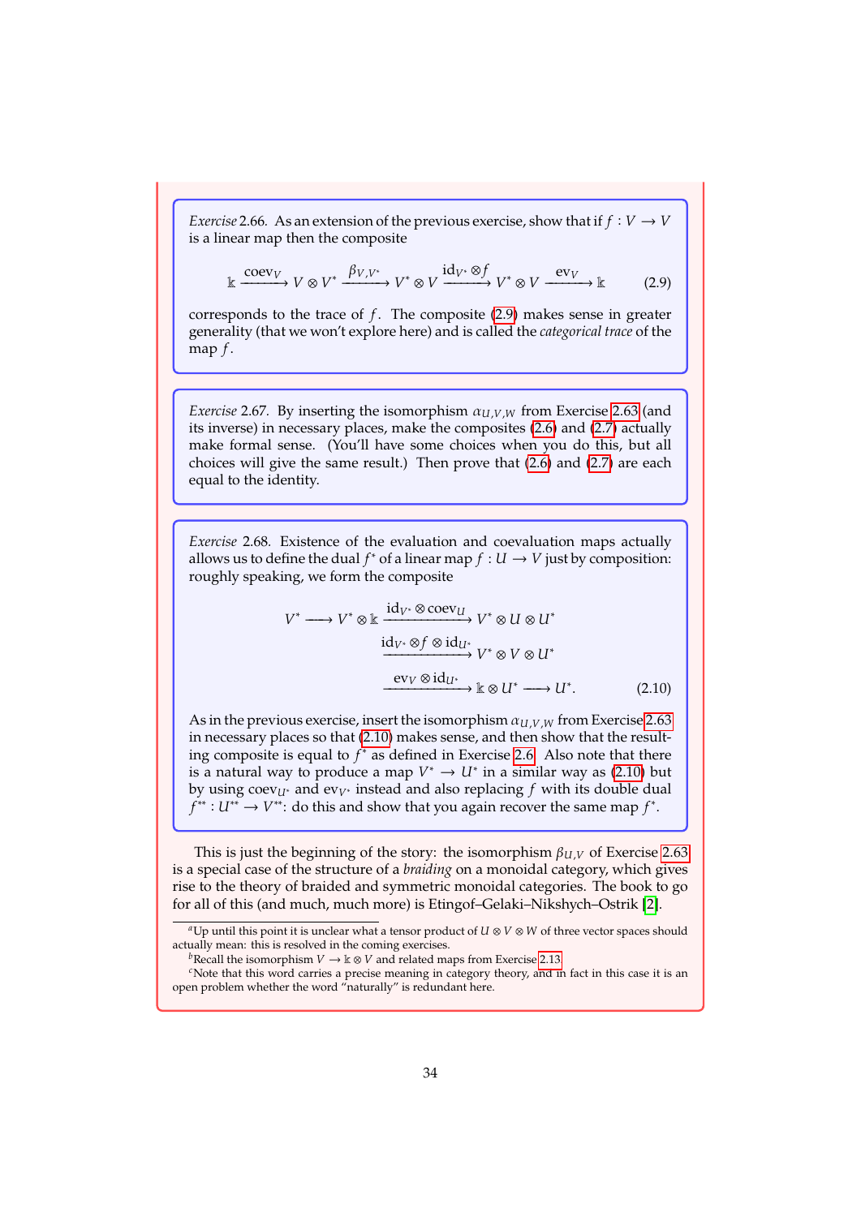*Exercise* 2.66. As an extension of the previous exercise, show that if $f : V \to V$ is a linear map then the composite

$$\Bbbk \xrightarrow{\text{coev}_V} V \otimes V^* \xrightarrow{\beta_{V,V^*}} V^* \otimes V \xrightarrow{\text{id}_{V^*} \otimes f} V^* \otimes V \xrightarrow{\text{ev}_V} \Bbbk \tag{2.9}$$

corresponds to the trace of $f$. The composite (2.9) makes sense in greater generality (that we won't explore here) and is called the *categorical trace* of the map $f$.

*Exercise* 2.67. By inserting the isomorphism $\alpha_{U,V,W}$ from Exercise 2.63 (and its inverse) in necessary places, make the composites (2.6) and (2.7) actually make formal sense. (You'll have some choices when you do this, but all choices will give the same result.) Then prove that (2.6) and (2.7) are each equal to the identity.

*Exercise* 2.68. Existence of the evaluation and coevaluation maps actually allows us to define the dual $f^*$ of a linear map $f : U \to V$ just by composition: roughly speaking, we form the composite

$$\begin{aligned} V^* \longrightarrow V^* \otimes \Bbbk &\xrightarrow{\text{id}_{V^*} \otimes \text{coev}_U} V^* \otimes U \otimes U^* \\ &\xrightarrow{\text{id}_{V^*} \otimes f \otimes \text{id}_{U^*}} V^* \otimes V \otimes U^* \\ &\xrightarrow{\text{ev}_V \otimes \text{id}_{U^*}} \Bbbk \otimes U^* \longrightarrow U^*. \end{aligned} \tag{2.10}$$

As in the previous exercise, insert the isomorphism $\alpha_{U,V,W}$ from Exercise 2.63 in necessary places so that (2.10) makes sense, and then show that the resulting composite is equal to $f^*$ as defined in Exercise 2.6. Also note that there is a natural way to produce a map $V^* \to U^*$ in a similar way as (2.10) but by using $\text{coev}_{U^*}$ and $\text{ev}_{V^*}$ instead and also replacing $f$ with its double dual $f^{**} : U^{**} \to V^{**}$: do this and show that you again recover the same map $f^*$.

This is just the beginning of the story: the isomorphism $\beta_{U,V}$ of Exercise 2.63 is a special case of the structure of a *braiding* on a monoidal category, which gives rise to the theory of braided and symmetric monoidal categories. The book to go for all of this (and much, much more) is Etingof–Gelaki–Nikshych–Ostrik [2].

---

[a] Up until this point it is unclear what a tensor product of $U \otimes V \otimes W$ of three vector spaces should actually mean: this is resolved in the coming exercises.

[b] Recall the isomorphism $V \to \Bbbk \otimes V$ and related maps from Exercise 2.13.

[c] Note that this word carries a precise meaning in category theory, and in fact in this case it is an open problem whether the word "naturally" is redundant here.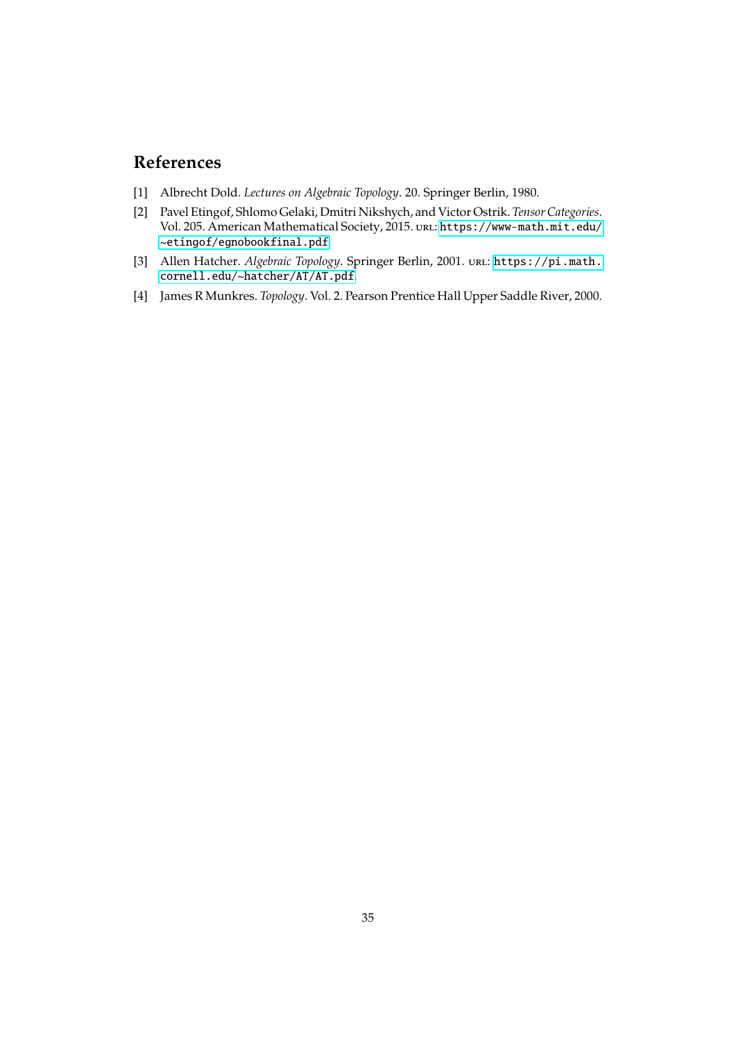## References

[1] Albrecht Dold. *Lectures on Algebraic Topology*. 20. Springer Berlin, 1980.

[2] Pavel Etingof, Shlomo Gelaki, Dmitri Nikshych, and Victor Ostrik. *Tensor Categories*. Vol. 205. American Mathematical Society, 2015. URL: https://www-math.mit.edu/~etingof/egnobookfinal.pdf.

[3] Allen Hatcher. *Algebraic Topology*. Springer Berlin, 2001. URL: https://pi.math.cornell.edu/~hatcher/AT/AT.pdf.

[4] James R Munkres. *Topology*. Vol. 2. Pearson Prentice Hall Upper Saddle River, 2000.